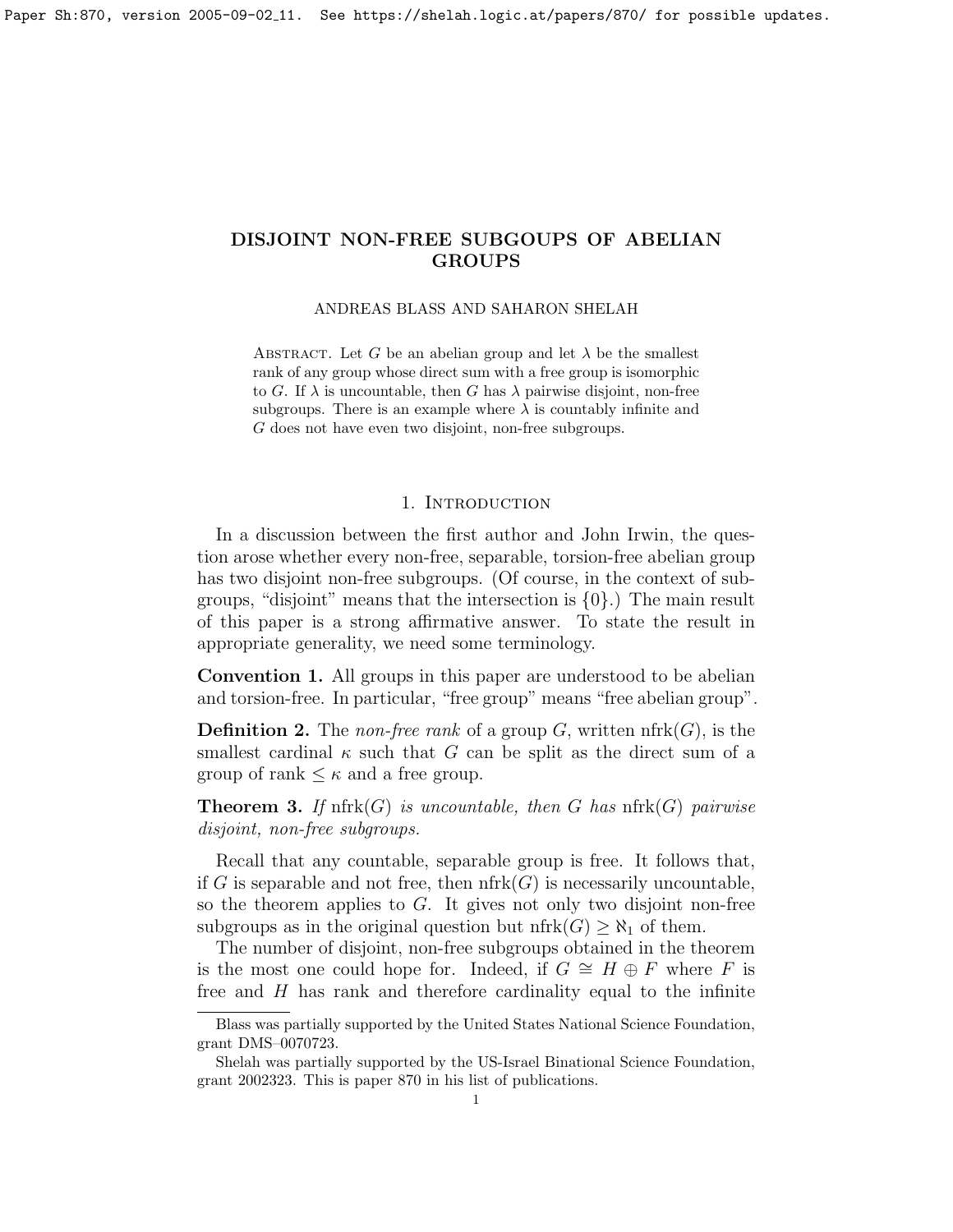# DISJOINT NON-FREE SUBGOUPS OF ABELIAN GROUPS

ANDREAS BLASS AND SAHARON SHELAH

Abstract. Let $G$ be an abelian group and let $\lambda$ be the smallest rank of any group whose direct sum with a free group is isomorphic to $G$. If $\lambda$ is uncountable, then $G$ has $\lambda$ pairwise disjoint, non-free subgroups. There is an example where $\lambda$ is countably infinite and $G$ does not have even two disjoint, non-free subgroups.

## 1. Introduction

In a discussion between the first author and John Irwin, the question arose whether every non-free, separable, torsion-free abelian group has two disjoint non-free subgroups. (Of course, in the context of subgroups, "disjoint" means that the intersection is $\{0\}$.) The main result of this paper is a strong affirmative answer. To state the result in appropriate generality, we need some terminology.

**Convention 1.** All groups in this paper are understood to be abelian and torsion-free. In particular, "free group" means "free abelian group".

**Definition 2.** The *non-free rank* of a group $G$, written $\mathrm{nfrk}(G)$, is the smallest cardinal $\kappa$ such that $G$ can be split as the direct sum of a group of rank $\leq \kappa$ and a free group.

**Theorem 3.** *If* $\mathrm{nfrk}(G)$ *is uncountable, then* $G$ *has* $\mathrm{nfrk}(G)$ *pairwise disjoint, non-free subgroups.*

Recall that any countable, separable group is free. It follows that, if $G$ is separable and not free, then $\mathrm{nfrk}(G)$ is necessarily uncountable, so the theorem applies to $G$. It gives not only two disjoint non-free subgroups as in the original question but $\mathrm{nfrk}(G) \geq \aleph_1$ of them.

The number of disjoint, non-free subgroups obtained in the theorem is the most one could hope for. Indeed, if $G \cong H \oplus F$ where $F$ is free and $H$ has rank and therefore cardinality equal to the infinite

---

Blass was partially supported by the United States National Science Foundation, grant DMS–0070723.

Shelah was partially supported by the US-Israel Binational Science Foundation, grant 2002323. This is paper 870 in his list of publications.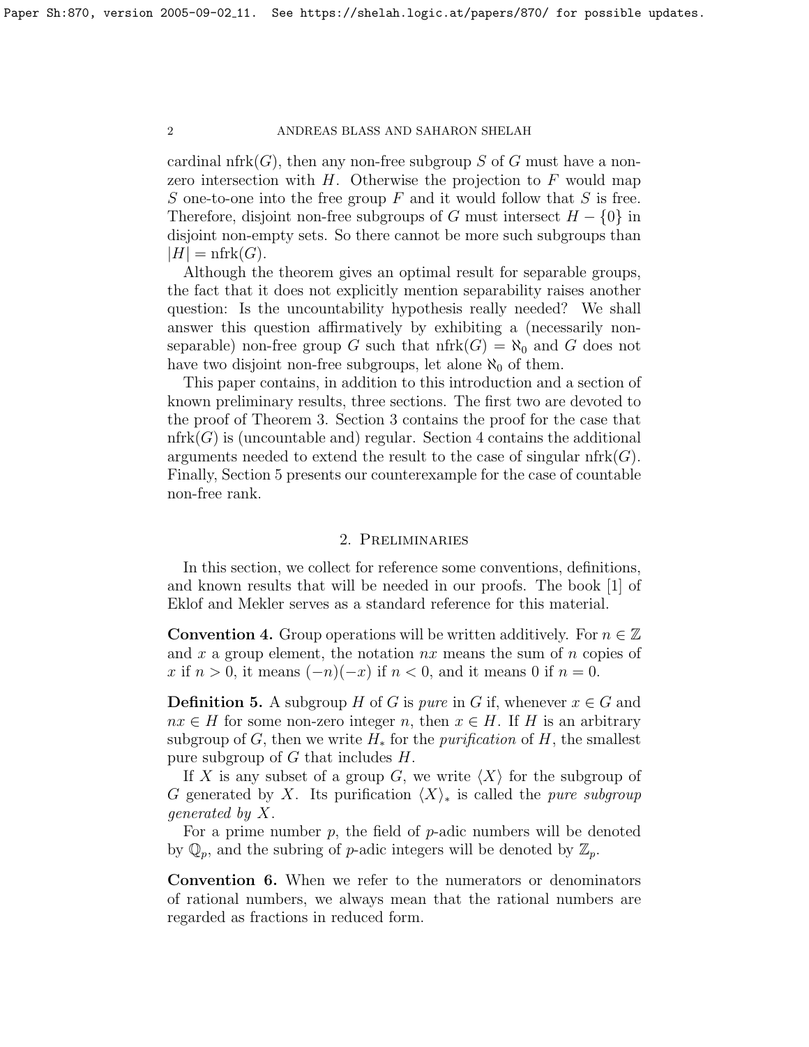cardinal $\mathrm{nfrk}(G)$, then any non-free subgroup $S$ of $G$ must have a non-zero intersection with $H$. Otherwise the projection to $F$ would map $S$ one-to-one into the free group $F$ and it would follow that $S$ is free. Therefore, disjoint non-free subgroups of $G$ must intersect $H - \{0\}$ in disjoint non-empty sets. So there cannot be more such subgroups than $|H| = \mathrm{nfrk}(G)$.

Although the theorem gives an optimal result for separable groups, the fact that it does not explicitly mention separability raises another question: Is the uncountability hypothesis really needed? We shall answer this question affirmatively by exhibiting a (necessarily non-separable) non-free group $G$ such that $\mathrm{nfrk}(G) = \aleph_0$ and $G$ does not have two disjoint non-free subgroups, let alone $\aleph_0$ of them.

This paper contains, in addition to this introduction and a section of known preliminary results, three sections. The first two are devoted to the proof of Theorem 3. Section 3 contains the proof for the case that $\mathrm{nfrk}(G)$ is (uncountable and) regular. Section 4 contains the additional arguments needed to extend the result to the case of singular $\mathrm{nfrk}(G)$. Finally, Section 5 presents our counterexample for the case of countable non-free rank.

## 2. Preliminaries

In this section, we collect for reference some conventions, definitions, and known results that will be needed in our proofs. The book [1] of Eklof and Mekler serves as a standard reference for this material.

**Convention 4.** Group operations will be written additively. For $n \in \mathbb{Z}$ and $x$ a group element, the notation $nx$ means the sum of $n$ copies of $x$ if $n > 0$, it means $(-n)(-x)$ if $n < 0$, and it means 0 if $n = 0$.

**Definition 5.** A subgroup $H$ of $G$ is *pure* in $G$ if, whenever $x \in G$ and $nx \in H$ for some non-zero integer $n$, then $x \in H$. If $H$ is an arbitrary subgroup of $G$, then we write $H_*$ for the *purification* of $H$, the smallest pure subgroup of $G$ that includes $H$.

If $X$ is any subset of a group $G$, we write $\langle X \rangle$ for the subgroup of $G$ generated by $X$. Its purification $\langle X \rangle_*$ is called the *pure subgroup generated by* $X$.

For a prime number $p$, the field of $p$-adic numbers will be denoted by $\mathbb{Q}_p$, and the subring of $p$-adic integers will be denoted by $\mathbb{Z}_p$.

**Convention 6.** When we refer to the numerators or denominators of rational numbers, we always mean that the rational numbers are regarded as fractions in reduced form.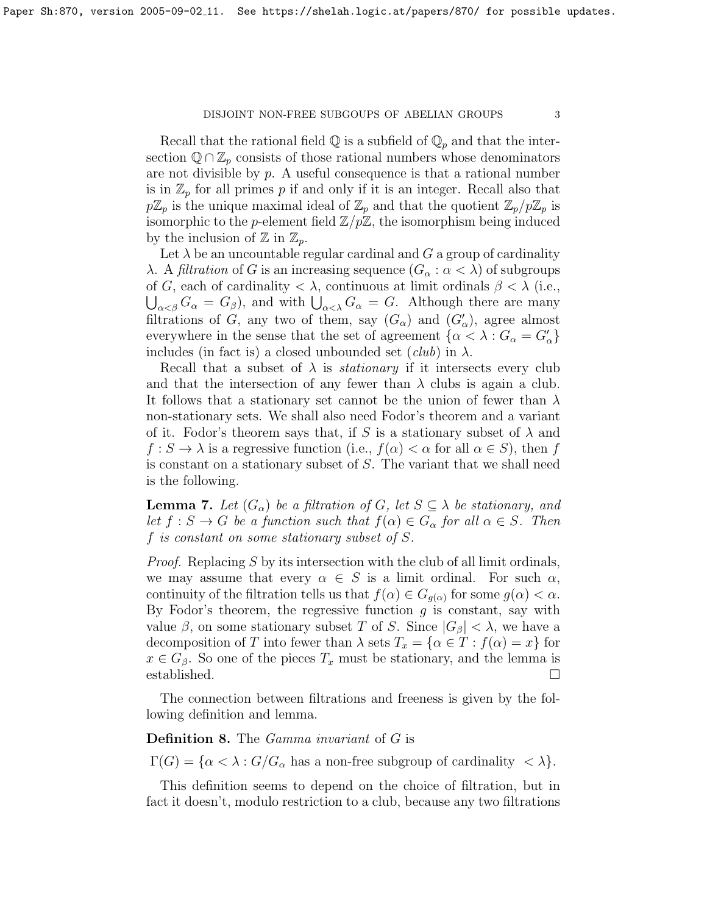Recall that the rational field $\mathbb{Q}$ is a subfield of $\mathbb{Q}_p$ and that the intersection $\mathbb{Q} \cap \mathbb{Z}_p$ consists of those rational numbers whose denominators are not divisible by $p$. A useful consequence is that a rational number is in $\mathbb{Z}_p$ for all primes $p$ if and only if it is an integer. Recall also that $p\mathbb{Z}_p$ is the unique maximal ideal of $\mathbb{Z}_p$ and that the quotient $\mathbb{Z}_p/p\mathbb{Z}_p$ is isomorphic to the $p$-element field $\mathbb{Z}/p\mathbb{Z}$, the isomorphism being induced by the inclusion of $\mathbb{Z}$ in $\mathbb{Z}_p$.

Let $\lambda$ be an uncountable regular cardinal and $G$ a group of cardinality $\lambda$. A *filtration* of $G$ is an increasing sequence $(G_\alpha : \alpha < \lambda)$ of subgroups of $G$, each of cardinality $< \lambda$, continuous at limit ordinals $\beta < \lambda$ (i.e., $\bigcup_{\alpha<\beta} G_\alpha = G_\beta$), and with $\bigcup_{\alpha<\lambda} G_\alpha = G$. Although there are many filtrations of $G$, any two of them, say $(G_\alpha)$ and $(G'_\alpha)$, agree almost everywhere in the sense that the set of agreement $\{\alpha < \lambda : G_\alpha = G'_\alpha\}$ includes (in fact is) a closed unbounded set (*club*) in $\lambda$.

Recall that a subset of $\lambda$ is *stationary* if it intersects every club and that the intersection of any fewer than $\lambda$ clubs is again a club. It follows that a stationary set cannot be the union of fewer than $\lambda$ non-stationary sets. We shall also need Fodor's theorem and a variant of it. Fodor's theorem says that, if $S$ is a stationary subset of $\lambda$ and $f : S \to \lambda$ is a regressive function (i.e., $f(\alpha) < \alpha$ for all $\alpha \in S$), then $f$ is constant on a stationary subset of $S$. The variant that we shall need is the following.

**Lemma 7.** *Let $(G_\alpha)$ be a filtration of $G$, let $S \subseteq \lambda$ be stationary, and let $f : S \to G$ be a function such that $f(\alpha) \in G_\alpha$ for all $\alpha \in S$. Then $f$ is constant on some stationary subset of $S$.*

*Proof.* Replacing $S$ by its intersection with the club of all limit ordinals, we may assume that every $\alpha \in S$ is a limit ordinal. For such $\alpha$, continuity of the filtration tells us that $f(\alpha) \in G_{g(\alpha)}$ for some $g(\alpha) < \alpha$. By Fodor's theorem, the regressive function $g$ is constant, say with value $\beta$, on some stationary subset $T$ of $S$. Since $|G_\beta| < \lambda$, we have a decomposition of $T$ into fewer than $\lambda$ sets $T_x = \{\alpha \in T : f(\alpha) = x\}$ for $x \in G_\beta$. So one of the pieces $T_x$ must be stationary, and the lemma is established. $\square$

The connection between filtrations and freeness is given by the following definition and lemma.

**Definition 8.** The *Gamma invariant* of $G$ is

$\Gamma(G) = \{\alpha < \lambda : G/G_\alpha \text{ has a non-free subgroup of cardinality } < \lambda\}$.

This definition seems to depend on the choice of filtration, but in fact it doesn't, modulo restriction to a club, because any two filtrations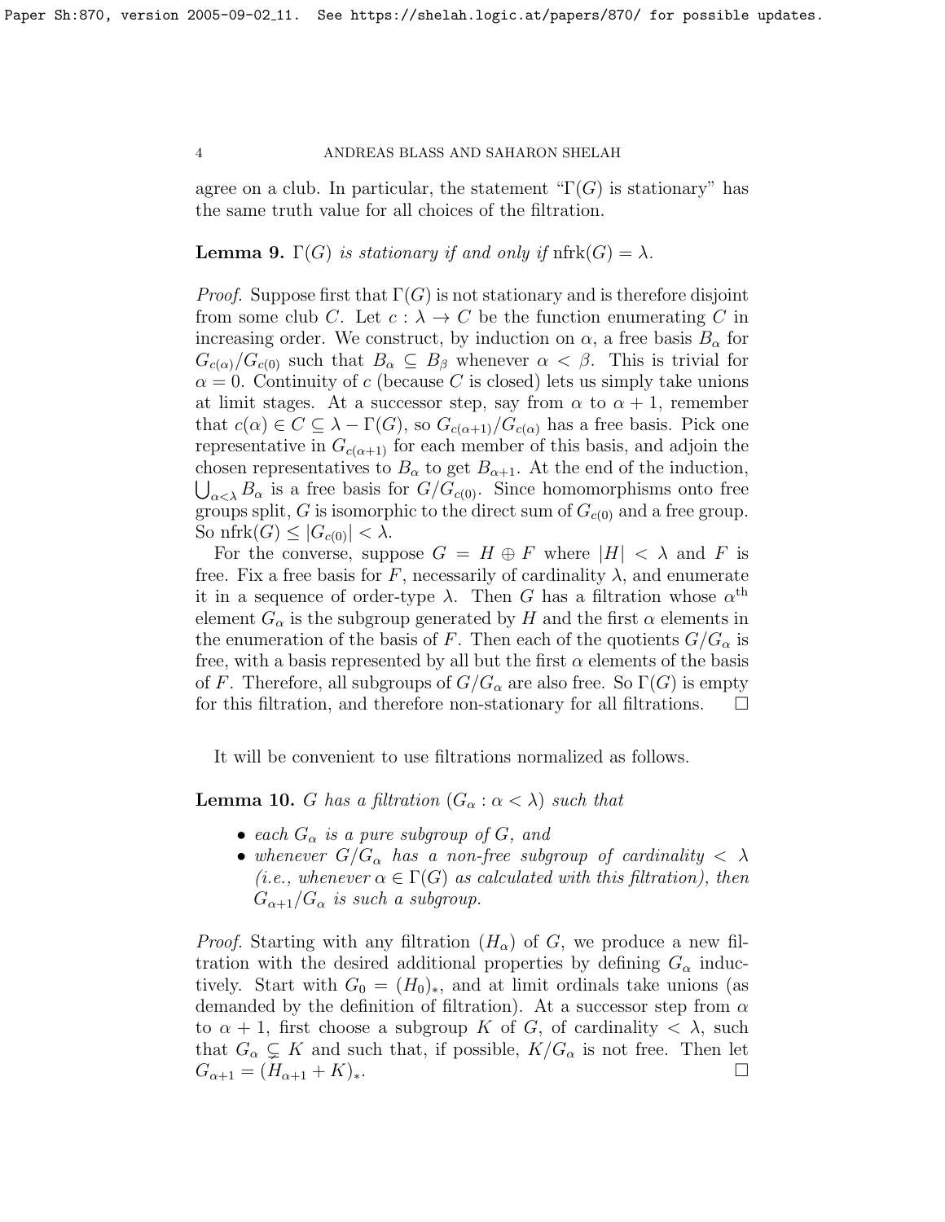agree on a club. In particular, the statement "$\Gamma(G)$ is stationary" has the same truth value for all choices of the filtration.

**Lemma 9.** *$\Gamma(G)$ is stationary if and only if* $\mathrm{nfrk}(G) = \lambda$.

*Proof.* Suppose first that $\Gamma(G)$ is not stationary and is therefore disjoint from some club $C$. Let $c : \lambda \to C$ be the function enumerating $C$ in increasing order. We construct, by induction on $\alpha$, a free basis $B_\alpha$ for $G_{c(\alpha)}/G_{c(0)}$ such that $B_\alpha \subseteq B_\beta$ whenever $\alpha < \beta$. This is trivial for $\alpha = 0$. Continuity of $c$ (because $C$ is closed) lets us simply take unions at limit stages. At a successor step, say from $\alpha$ to $\alpha + 1$, remember that $c(\alpha) \in C \subseteq \lambda - \Gamma(G)$, so $G_{c(\alpha+1)}/G_{c(\alpha)}$ has a free basis. Pick one representative in $G_{c(\alpha+1)}$ for each member of this basis, and adjoin the chosen representatives to $B_\alpha$ to get $B_{\alpha+1}$. At the end of the induction, $\bigcup_{\alpha<\lambda} B_\alpha$ is a free basis for $G/G_{c(0)}$. Since homomorphisms onto free groups split, $G$ is isomorphic to the direct sum of $G_{c(0)}$ and a free group. So $\mathrm{nfrk}(G) \leq |G_{c(0)}| < \lambda$.

For the converse, suppose $G = H \oplus F$ where $|H| < \lambda$ and $F$ is free. Fix a free basis for $F$, necessarily of cardinality $\lambda$, and enumerate it in a sequence of order-type $\lambda$. Then $G$ has a filtration whose $\alpha^{\text{th}}$ element $G_\alpha$ is the subgroup generated by $H$ and the first $\alpha$ elements in the enumeration of the basis of $F$. Then each of the quotients $G/G_\alpha$ is free, with a basis represented by all but the first $\alpha$ elements of the basis of $F$. Therefore, all subgroups of $G/G_\alpha$ are also free. So $\Gamma(G)$ is empty for this filtration, and therefore non-stationary for all filtrations. $\square$

It will be convenient to use filtrations normalized as follows.

**Lemma 10.** *$G$ has a filtration $(G_\alpha : \alpha < \lambda)$ such that*

- *each $G_\alpha$ is a pure subgroup of $G$, and*
- *whenever $G/G_\alpha$ has a non-free subgroup of cardinality $< \lambda$ (i.e., whenever $\alpha \in \Gamma(G)$ as calculated with this filtration), then $G_{\alpha+1}/G_\alpha$ is such a subgroup.*

*Proof.* Starting with any filtration $(H_\alpha)$ of $G$, we produce a new filtration with the desired additional properties by defining $G_\alpha$ inductively. Start with $G_0 = (H_0)_*$, and at limit ordinals take unions (as demanded by the definition of filtration). At a successor step from $\alpha$ to $\alpha + 1$, first choose a subgroup $K$ of $G$, of cardinality $< \lambda$, such that $G_\alpha \subsetneq K$ and such that, if possible, $K/G_\alpha$ is not free. Then let $G_{\alpha+1} = (H_{\alpha+1} + K)_*$. $\square$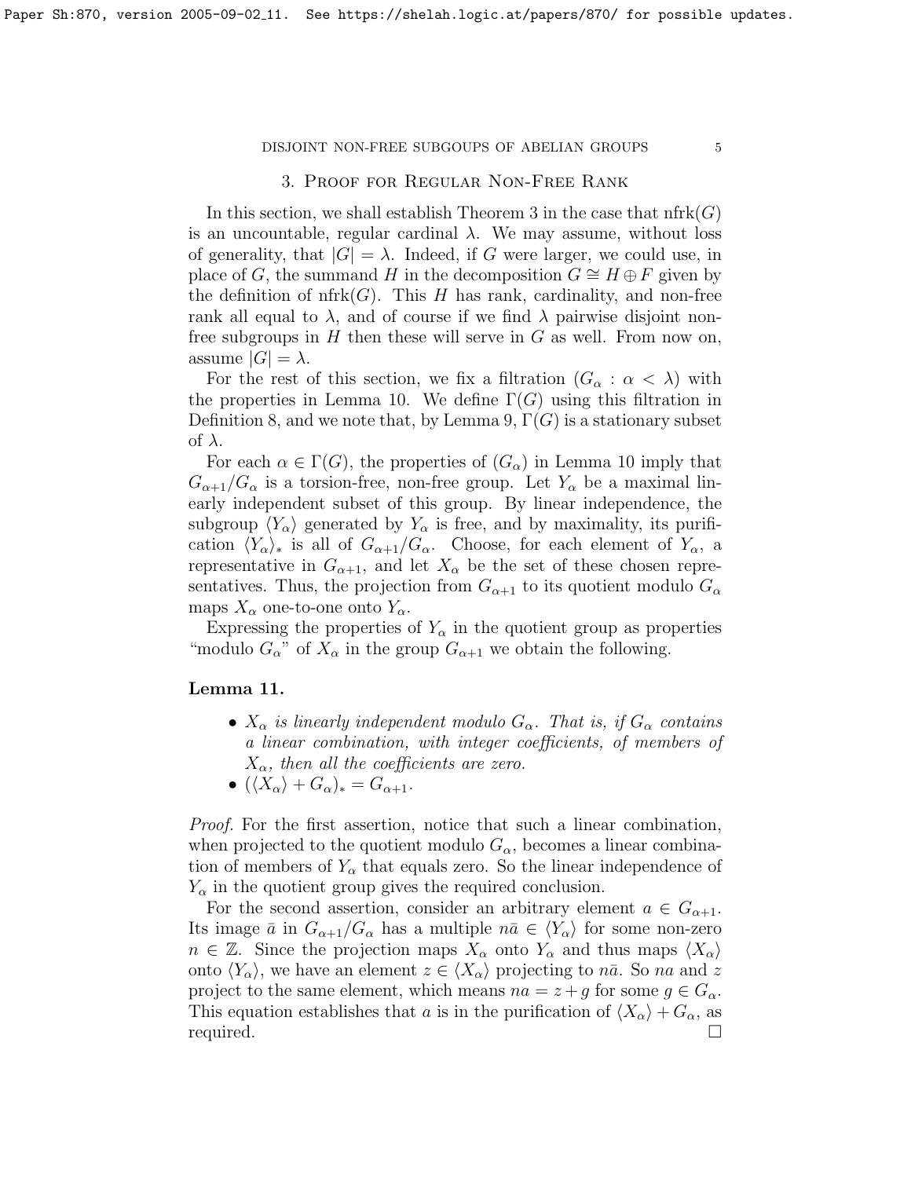## 3. Proof for Regular Non-Free Rank

In this section, we shall establish Theorem 3 in the case that $\mathrm{nfrk}(G)$ is an uncountable, regular cardinal $\lambda$. We may assume, without loss of generality, that $|G| = \lambda$. Indeed, if $G$ were larger, we could use, in place of $G$, the summand $H$ in the decomposition $G \cong H \oplus F$ given by the definition of $\mathrm{nfrk}(G)$. This $H$ has rank, cardinality, and non-free rank all equal to $\lambda$, and of course if we find $\lambda$ pairwise disjoint non-free subgroups in $H$ then these will serve in $G$ as well. From now on, assume $|G| = \lambda$.

For the rest of this section, we fix a filtration $(G_\alpha : \alpha < \lambda)$ with the properties in Lemma 10. We define $\Gamma(G)$ using this filtration in Definition 8, and we note that, by Lemma 9, $\Gamma(G)$ is a stationary subset of $\lambda$.

For each $\alpha \in \Gamma(G)$, the properties of $(G_\alpha)$ in Lemma 10 imply that $G_{\alpha+1}/G_\alpha$ is a torsion-free, non-free group. Let $Y_\alpha$ be a maximal linearly independent subset of this group. By linear independence, the subgroup $\langle Y_\alpha \rangle$ generated by $Y_\alpha$ is free, and by maximality, its purification $\langle Y_\alpha \rangle_*$ is all of $G_{\alpha+1}/G_\alpha$. Choose, for each element of $Y_\alpha$, a representative in $G_{\alpha+1}$, and let $X_\alpha$ be the set of these chosen representatives. Thus, the projection from $G_{\alpha+1}$ to its quotient modulo $G_\alpha$ maps $X_\alpha$ one-to-one onto $Y_\alpha$.

Expressing the properties of $Y_\alpha$ in the quotient group as properties "modulo $G_\alpha$" of $X_\alpha$ in the group $G_{\alpha+1}$ we obtain the following.

**Lemma 11.**

- *$X_\alpha$ is linearly independent modulo $G_\alpha$. That is, if $G_\alpha$ contains a linear combination, with integer coefficients, of members of $X_\alpha$, then all the coefficients are zero.*
- $(\langle X_\alpha \rangle + G_\alpha)_* = G_{\alpha+1}$.

*Proof.* For the first assertion, notice that such a linear combination, when projected to the quotient modulo $G_\alpha$, becomes a linear combination of members of $Y_\alpha$ that equals zero. So the linear independence of $Y_\alpha$ in the quotient group gives the required conclusion.

For the second assertion, consider an arbitrary element $a \in G_{\alpha+1}$. Its image $\bar{a}$ in $G_{\alpha+1}/G_\alpha$ has a multiple $n\bar{a} \in \langle Y_\alpha \rangle$ for some non-zero $n \in \mathbb{Z}$. Since the projection maps $X_\alpha$ onto $Y_\alpha$ and thus maps $\langle X_\alpha \rangle$ onto $\langle Y_\alpha \rangle$, we have an element $z \in \langle X_\alpha \rangle$ projecting to $n\bar{a}$. So $na$ and $z$ project to the same element, which means $na = z + g$ for some $g \in G_\alpha$. This equation establishes that $a$ is in the purification of $\langle X_\alpha \rangle + G_\alpha$, as required. □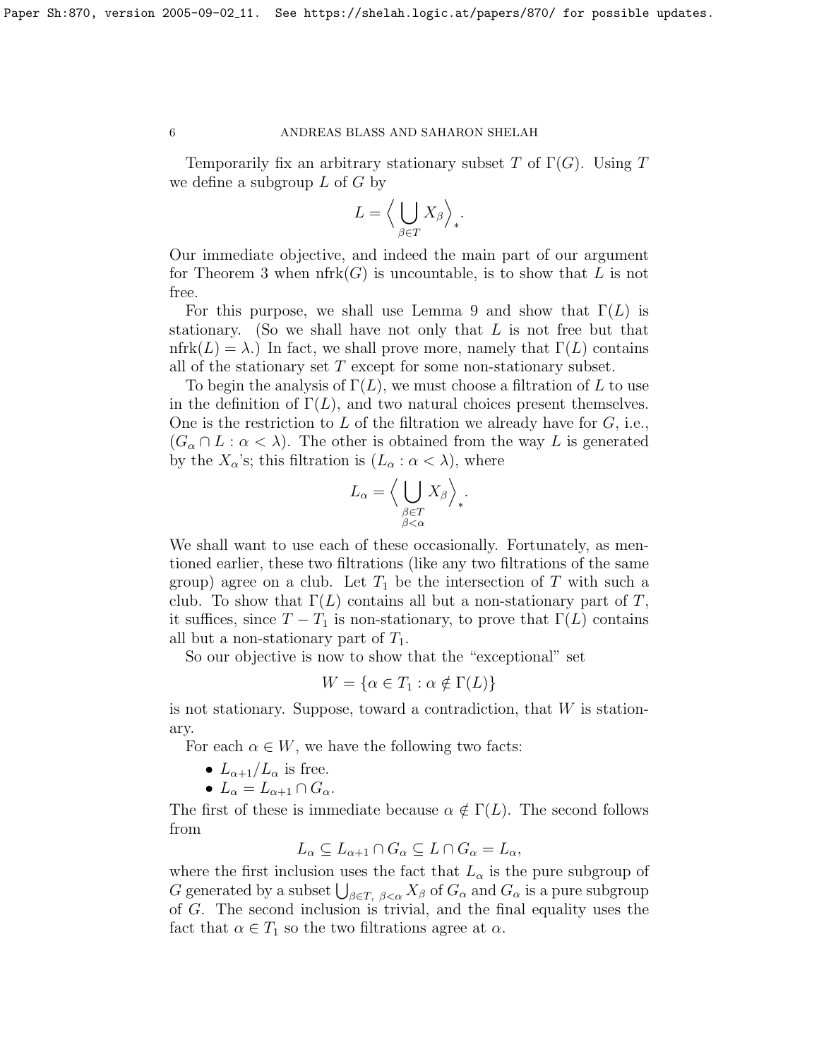Temporarily fix an arbitrary stationary subset $T$ of $\Gamma(G)$. Using $T$ we define a subgroup $L$ of $G$ by

$$L = \Big\langle \bigcup_{\beta \in T} X_\beta \Big\rangle_*.$$

Our immediate objective, and indeed the main part of our argument for Theorem 3 when $\mathrm{nfrk}(G)$ is uncountable, is to show that $L$ is not free.

For this purpose, we shall use Lemma 9 and show that $\Gamma(L)$ is stationary. (So we shall have not only that $L$ is not free but that $\mathrm{nfrk}(L) = \lambda$.) In fact, we shall prove more, namely that $\Gamma(L)$ contains all of the stationary set $T$ except for some non-stationary subset.

To begin the analysis of $\Gamma(L)$, we must choose a filtration of $L$ to use in the definition of $\Gamma(L)$, and two natural choices present themselves. One is the restriction to $L$ of the filtration we already have for $G$, i.e., $(G_\alpha \cap L : \alpha < \lambda)$. The other is obtained from the way $L$ is generated by the $X_\alpha$'s; this filtration is $(L_\alpha : \alpha < \lambda)$, where

$$L_\alpha = \Big\langle \bigcup_{\substack{\beta \in T \\ \beta < \alpha}} X_\beta \Big\rangle_*.$$

We shall want to use each of these occasionally. Fortunately, as mentioned earlier, these two filtrations (like any two filtrations of the same group) agree on a club. Let $T_1$ be the intersection of $T$ with such a club. To show that $\Gamma(L)$ contains all but a non-stationary part of $T$, it suffices, since $T - T_1$ is non-stationary, to prove that $\Gamma(L)$ contains all but a non-stationary part of $T_1$.

So our objective is now to show that the "exceptional" set

$$W = \{\alpha \in T_1 : \alpha \notin \Gamma(L)\}$$

is not stationary. Suppose, toward a contradiction, that $W$ is stationary.

For each $\alpha \in W$, we have the following two facts:

- $L_{\alpha+1}/L_\alpha$ is free.
- $L_\alpha = L_{\alpha+1} \cap G_\alpha$.

The first of these is immediate because $\alpha \notin \Gamma(L)$. The second follows from

$$L_\alpha \subseteq L_{\alpha+1} \cap G_\alpha \subseteq L \cap G_\alpha = L_\alpha,$$

where the first inclusion uses the fact that $L_\alpha$ is the pure subgroup of $G$ generated by a subset $\bigcup_{\beta \in T,\, \beta < \alpha} X_\beta$ of $G_\alpha$ and $G_\alpha$ is a pure subgroup of $G$. The second inclusion is trivial, and the final equality uses the fact that $\alpha \in T_1$ so the two filtrations agree at $\alpha$.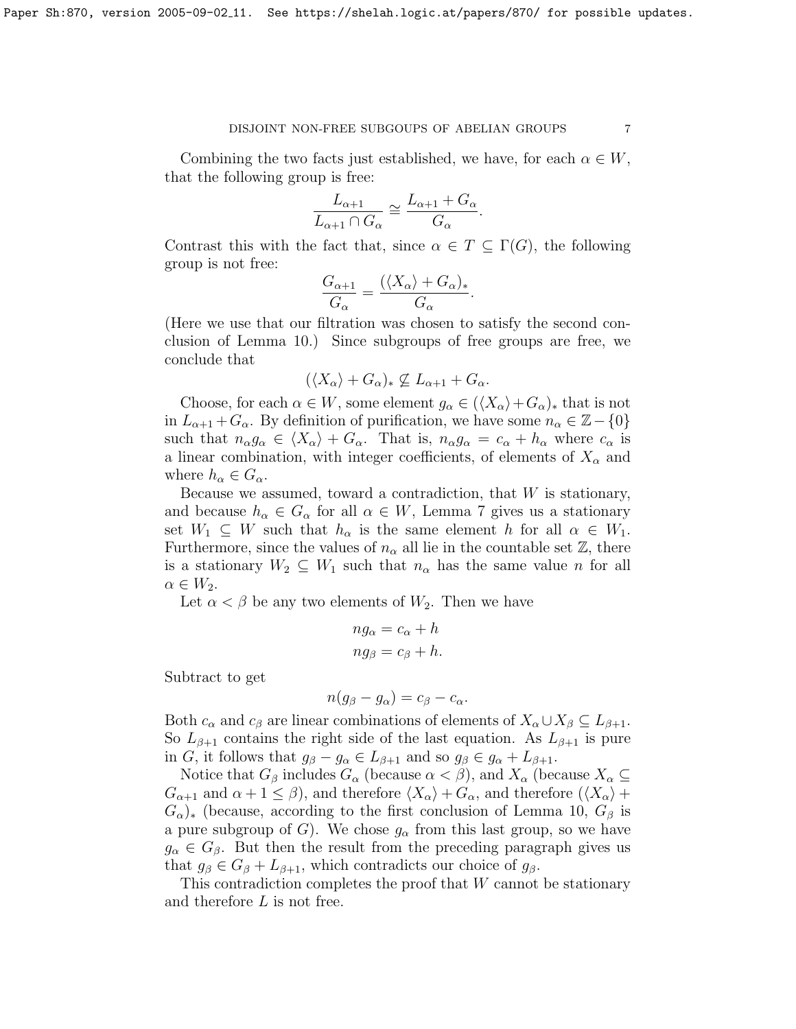Combining the two facts just established, we have, for each $\alpha \in W$, that the following group is free:

$$\frac{L_{\alpha+1}}{L_{\alpha+1} \cap G_\alpha} \cong \frac{L_{\alpha+1} + G_\alpha}{G_\alpha}.$$

Contrast this with the fact that, since $\alpha \in T \subseteq \Gamma(G)$, the following group is not free:

$$\frac{G_{\alpha+1}}{G_\alpha} = \frac{(\langle X_\alpha \rangle + G_\alpha)_*}{G_\alpha}.$$

(Here we use that our filtration was chosen to satisfy the second conclusion of Lemma 10.) Since subgroups of free groups are free, we conclude that

$$(\langle X_\alpha \rangle + G_\alpha)_* \nsubseteq L_{\alpha+1} + G_\alpha.$$

Choose, for each $\alpha \in W$, some element $g_\alpha \in (\langle X_\alpha \rangle + G_\alpha)_*$ that is not in $L_{\alpha+1} + G_\alpha$. By definition of purification, we have some $n_\alpha \in \mathbb{Z} - \{0\}$ such that $n_\alpha g_\alpha \in \langle X_\alpha \rangle + G_\alpha$. That is, $n_\alpha g_\alpha = c_\alpha + h_\alpha$ where $c_\alpha$ is a linear combination, with integer coefficients, of elements of $X_\alpha$ and where $h_\alpha \in G_\alpha$.

Because we assumed, toward a contradiction, that $W$ is stationary, and because $h_\alpha \in G_\alpha$ for all $\alpha \in W$, Lemma 7 gives us a stationary set $W_1 \subseteq W$ such that $h_\alpha$ is the same element $h$ for all $\alpha \in W_1$. Furthermore, since the values of $n_\alpha$ all lie in the countable set $\mathbb{Z}$, there is a stationary $W_2 \subseteq W_1$ such that $n_\alpha$ has the same value $n$ for all $\alpha \in W_2$.

Let $\alpha < \beta$ be any two elements of $W_2$. Then we have

$$ng_\alpha = c_\alpha + h$$
$$ng_\beta = c_\beta + h.$$

Subtract to get

$$n(g_\beta - g_\alpha) = c_\beta - c_\alpha.$$

Both $c_\alpha$ and $c_\beta$ are linear combinations of elements of $X_\alpha \cup X_\beta \subseteq L_{\beta+1}$. So $L_{\beta+1}$ contains the right side of the last equation. As $L_{\beta+1}$ is pure in $G$, it follows that $g_\beta - g_\alpha \in L_{\beta+1}$ and so $g_\beta \in g_\alpha + L_{\beta+1}$.

Notice that $G_\beta$ includes $G_\alpha$ (because $\alpha < \beta$), and $X_\alpha$ (because $X_\alpha \subseteq G_{\alpha+1}$ and $\alpha + 1 \leq \beta$), and therefore $\langle X_\alpha \rangle + G_\alpha$, and therefore $(\langle X_\alpha \rangle + G_\alpha)_*$ (because, according to the first conclusion of Lemma 10, $G_\beta$ is a pure subgroup of $G$). We chose $g_\alpha$ from this last group, so we have $g_\alpha \in G_\beta$. But then the result from the preceding paragraph gives us that $g_\beta \in G_\beta + L_{\beta+1}$, which contradicts our choice of $g_\beta$.

This contradiction completes the proof that $W$ cannot be stationary and therefore $L$ is not free.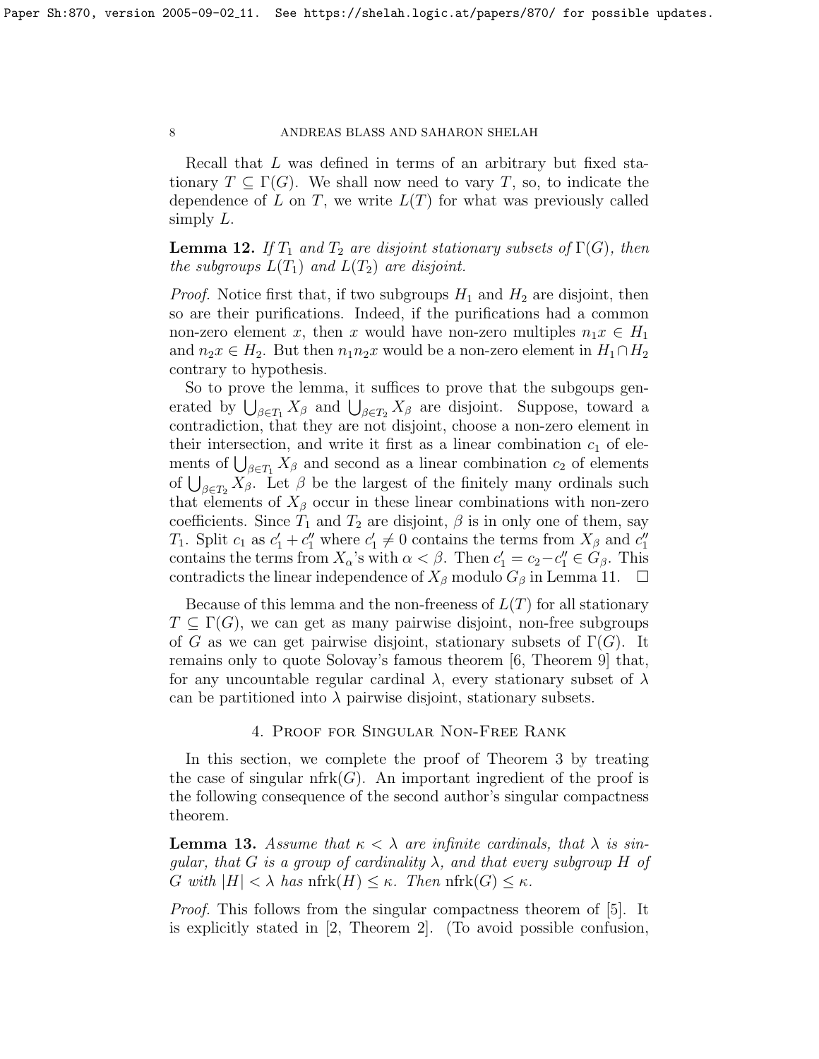Recall that $L$ was defined in terms of an arbitrary but fixed stationary $T \subseteq \Gamma(G)$. We shall now need to vary $T$, so, to indicate the dependence of $L$ on $T$, we write $L(T)$ for what was previously called simply $L$.

**Lemma 12.** *If $T_1$ and $T_2$ are disjoint stationary subsets of $\Gamma(G)$, then the subgroups $L(T_1)$ and $L(T_2)$ are disjoint.*

*Proof.* Notice first that, if two subgroups $H_1$ and $H_2$ are disjoint, then so are their purifications. Indeed, if the purifications had a common non-zero element $x$, then $x$ would have non-zero multiples $n_1 x \in H_1$ and $n_2 x \in H_2$. But then $n_1 n_2 x$ would be a non-zero element in $H_1 \cap H_2$ contrary to hypothesis.

So to prove the lemma, it suffices to prove that the subgoups generated by $\bigcup_{\beta \in T_1} X_\beta$ and $\bigcup_{\beta \in T_2} X_\beta$ are disjoint. Suppose, toward a contradiction, that they are not disjoint, choose a non-zero element in their intersection, and write it first as a linear combination $c_1$ of elements of $\bigcup_{\beta \in T_1} X_\beta$ and second as a linear combination $c_2$ of elements of $\bigcup_{\beta \in T_2} X_\beta$. Let $\beta$ be the largest of the finitely many ordinals such that elements of $X_\beta$ occur in these linear combinations with non-zero coefficients. Since $T_1$ and $T_2$ are disjoint, $\beta$ is in only one of them, say $T_1$. Split $c_1$ as $c_1' + c_1''$ where $c_1' \neq 0$ contains the terms from $X_\beta$ and $c_1''$ contains the terms from $X_\alpha$'s with $\alpha < \beta$. Then $c_1' = c_2 - c_1'' \in G_\beta$. This contradicts the linear independence of $X_\beta$ modulo $G_\beta$ in Lemma 11. $\square$

Because of this lemma and the non-freeness of $L(T)$ for all stationary $T \subseteq \Gamma(G)$, we can get as many pairwise disjoint, non-free subgroups of $G$ as we can get pairwise disjoint, stationary subsets of $\Gamma(G)$. It remains only to quote Solovay's famous theorem [6, Theorem 9] that, for any uncountable regular cardinal $\lambda$, every stationary subset of $\lambda$ can be partitioned into $\lambda$ pairwise disjoint, stationary subsets.

## 4. Proof for Singular Non-Free Rank

In this section, we complete the proof of Theorem 3 by treating the case of singular $\mathrm{nfrk}(G)$. An important ingredient of the proof is the following consequence of the second author's singular compactness theorem.

**Lemma 13.** *Assume that $\kappa < \lambda$ are infinite cardinals, that $\lambda$ is singular, that $G$ is a group of cardinality $\lambda$, and that every subgroup $H$ of $G$ with $|H| < \lambda$ has $\mathrm{nfrk}(H) \leq \kappa$. Then $\mathrm{nfrk}(G) \leq \kappa$.*

*Proof.* This follows from the singular compactness theorem of [5]. It is explicitly stated in [2, Theorem 2]. (To avoid possible confusion,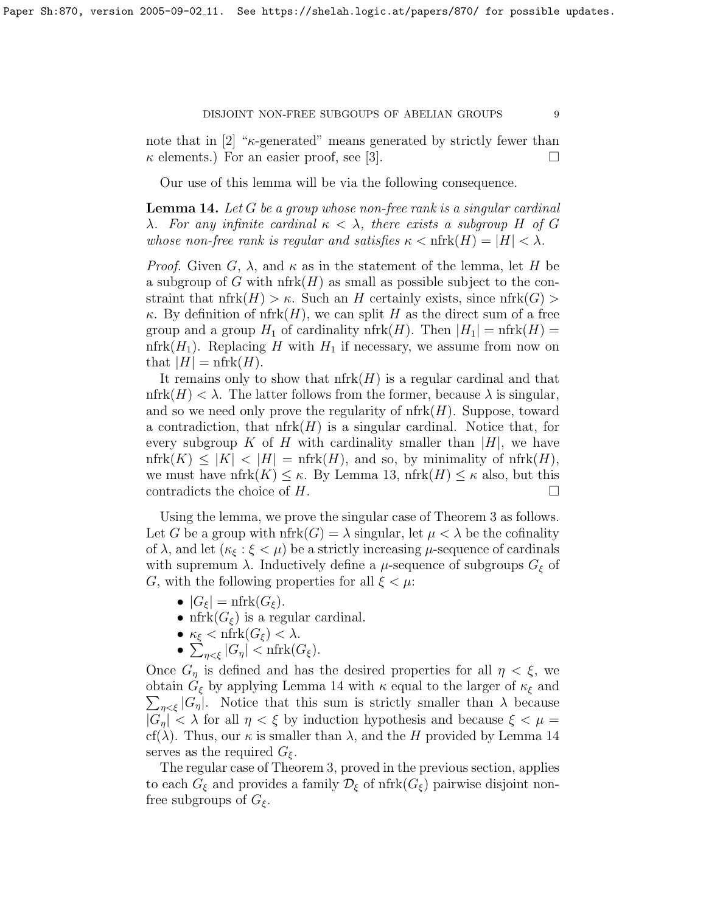note that in [2] "$\kappa$-generated" means generated by strictly fewer than $\kappa$ elements.) For an easier proof, see [3]. □

Our use of this lemma will be via the following consequence.

**Lemma 14.** *Let $G$ be a group whose non-free rank is a singular cardinal $\lambda$. For any infinite cardinal $\kappa < \lambda$, there exists a subgroup $H$ of $G$ whose non-free rank is regular and satisfies $\kappa < \mathrm{nfrk}(H) = |H| < \lambda$.*

*Proof.* Given $G$, $\lambda$, and $\kappa$ as in the statement of the lemma, let $H$ be a subgroup of $G$ with $\mathrm{nfrk}(H)$ as small as possible subject to the constraint that $\mathrm{nfrk}(H) > \kappa$. Such an $H$ certainly exists, since $\mathrm{nfrk}(G) > \kappa$. By definition of $\mathrm{nfrk}(H)$, we can split $H$ as the direct sum of a free group and a group $H_1$ of cardinality $\mathrm{nfrk}(H)$. Then $|H_1| = \mathrm{nfrk}(H) = \mathrm{nfrk}(H_1)$. Replacing $H$ with $H_1$ if necessary, we assume from now on that $|H| = \mathrm{nfrk}(H)$.

It remains only to show that $\mathrm{nfrk}(H)$ is a regular cardinal and that $\mathrm{nfrk}(H) < \lambda$. The latter follows from the former, because $\lambda$ is singular, and so we need only prove the regularity of $\mathrm{nfrk}(H)$. Suppose, toward a contradiction, that $\mathrm{nfrk}(H)$ is a singular cardinal. Notice that, for every subgroup $K$ of $H$ with cardinality smaller than $|H|$, we have $\mathrm{nfrk}(K) \leq |K| < |H| = \mathrm{nfrk}(H)$, and so, by minimality of $\mathrm{nfrk}(H)$, we must have $\mathrm{nfrk}(K) \leq \kappa$. By Lemma 13, $\mathrm{nfrk}(H) \leq \kappa$ also, but this contradicts the choice of $H$. □

Using the lemma, we prove the singular case of Theorem 3 as follows. Let $G$ be a group with $\mathrm{nfrk}(G) = \lambda$ singular, let $\mu < \lambda$ be the cofinality of $\lambda$, and let $(\kappa_\xi : \xi < \mu)$ be a strictly increasing $\mu$-sequence of cardinals with supremum $\lambda$. Inductively define a $\mu$-sequence of subgroups $G_\xi$ of $G$, with the following properties for all $\xi < \mu$:

- $|G_\xi| = \mathrm{nfrk}(G_\xi)$.
- $\mathrm{nfrk}(G_\xi)$ is a regular cardinal.
- $\kappa_\xi < \mathrm{nfrk}(G_\xi) < \lambda$.
- $\sum_{\eta<\xi} |G_\eta| < \mathrm{nfrk}(G_\xi)$.

Once $G_\eta$ is defined and has the desired properties for all $\eta < \xi$, we obtain $G_\xi$ by applying Lemma 14 with $\kappa$ equal to the larger of $\kappa_\xi$ and $\sum_{\eta<\xi} |G_\eta|$. Notice that this sum is strictly smaller than $\lambda$ because $|G_\eta| < \lambda$ for all $\eta < \xi$ by induction hypothesis and because $\xi < \mu = \mathrm{cf}(\lambda)$. Thus, our $\kappa$ is smaller than $\lambda$, and the $H$ provided by Lemma 14 serves as the required $G_\xi$.

The regular case of Theorem 3, proved in the previous section, applies to each $G_\xi$ and provides a family $\mathcal{D}_\xi$ of $\mathrm{nfrk}(G_\xi)$ pairwise disjoint non-free subgroups of $G_\xi$.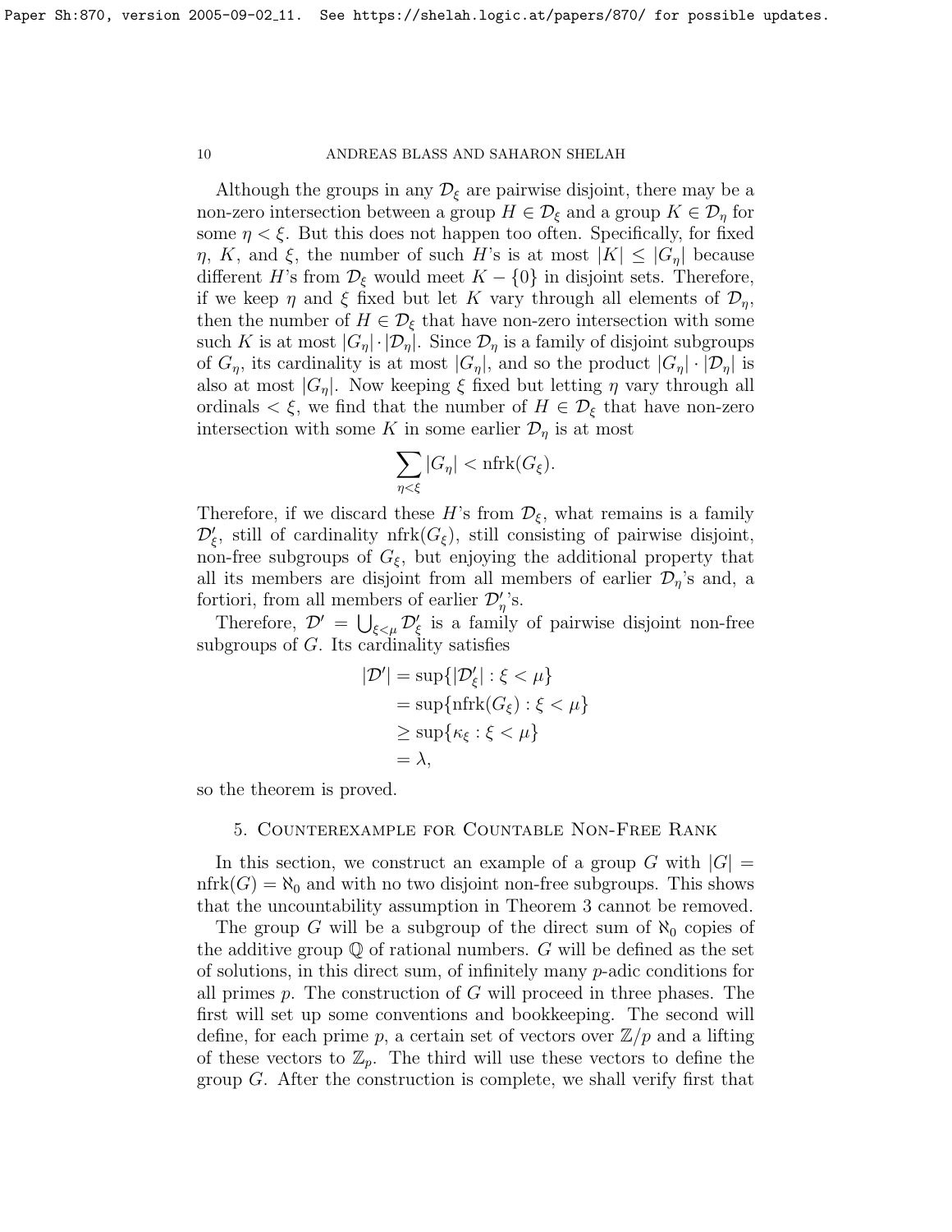Although the groups in any $\mathcal{D}_\xi$ are pairwise disjoint, there may be a non-zero intersection between a group $H \in \mathcal{D}_\xi$ and a group $K \in \mathcal{D}_\eta$ for some $\eta < \xi$. But this does not happen too often. Specifically, for fixed $\eta$, $K$, and $\xi$, the number of such $H$'s is at most $|K| \leq |G_\eta|$ because different $H$'s from $\mathcal{D}_\xi$ would meet $K - \{0\}$ in disjoint sets. Therefore, if we keep $\eta$ and $\xi$ fixed but let $K$ vary through all elements of $\mathcal{D}_\eta$, then the number of $H \in \mathcal{D}_\xi$ that have non-zero intersection with some such $K$ is at most $|G_\eta| \cdot |\mathcal{D}_\eta|$. Since $\mathcal{D}_\eta$ is a family of disjoint subgroups of $G_\eta$, its cardinality is at most $|G_\eta|$, and so the product $|G_\eta| \cdot |\mathcal{D}_\eta|$ is also at most $|G_\eta|$. Now keeping $\xi$ fixed but letting $\eta$ vary through all ordinals $< \xi$, we find that the number of $H \in \mathcal{D}_\xi$ that have non-zero intersection with some $K$ in some earlier $\mathcal{D}_\eta$ is at most

$$\sum_{\eta<\xi} |G_\eta| < \mathrm{nfrk}(G_\xi).$$

Therefore, if we discard these $H$'s from $\mathcal{D}_\xi$, what remains is a family $\mathcal{D}'_\xi$, still of cardinality $\mathrm{nfrk}(G_\xi)$, still consisting of pairwise disjoint, non-free subgroups of $G_\xi$, but enjoying the additional property that all its members are disjoint from all members of earlier $\mathcal{D}_\eta$'s and, a fortiori, from all members of earlier $\mathcal{D}'_\eta$'s.

Therefore, $\mathcal{D}' = \bigcup_{\xi<\mu} \mathcal{D}'_\xi$ is a family of pairwise disjoint non-free subgroups of $G$. Its cardinality satisfies

$$\begin{aligned}
|\mathcal{D}'| &= \sup\{|\mathcal{D}'_\xi| : \xi < \mu\} \\
&= \sup\{\mathrm{nfrk}(G_\xi) : \xi < \mu\} \\
&\geq \sup\{\kappa_\xi : \xi < \mu\} \\
&= \lambda,
\end{aligned}$$

so the theorem is proved.

## 5. Counterexample for Countable Non-Free Rank

In this section, we construct an example of a group $G$ with $|G| = \mathrm{nfrk}(G) = \aleph_0$ and with no two disjoint non-free subgroups. This shows that the uncountability assumption in Theorem 3 cannot be removed.

The group $G$ will be a subgroup of the direct sum of $\aleph_0$ copies of the additive group $\mathbb{Q}$ of rational numbers. $G$ will be defined as the set of solutions, in this direct sum, of infinitely many $p$-adic conditions for all primes $p$. The construction of $G$ will proceed in three phases. The first will set up some conventions and bookkeeping. The second will define, for each prime $p$, a certain set of vectors over $\mathbb{Z}/p$ and a lifting of these vectors to $\mathbb{Z}_p$. The third will use these vectors to define the group $G$. After the construction is complete, we shall verify first that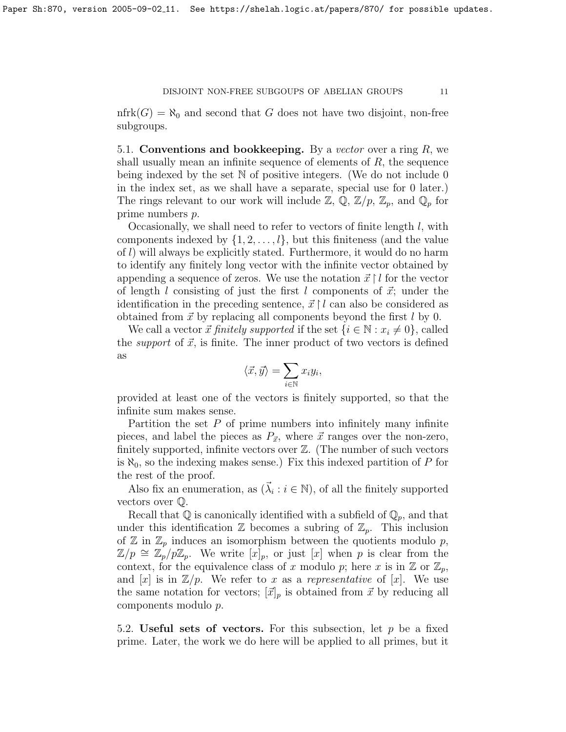$\mathrm{nfrk}(G) = \aleph_0$ and second that $G$ does not have two disjoint, non-free subgroups.

### 5.1. Conventions and bookkeeping.

By a *vector* over a ring $R$, we shall usually mean an infinite sequence of elements of $R$, the sequence being indexed by the set $\mathbb{N}$ of positive integers. (We do not include 0 in the index set, as we shall have a separate, special use for 0 later.) The rings relevant to our work will include $\mathbb{Z}$, $\mathbb{Q}$, $\mathbb{Z}/p$, $\mathbb{Z}_p$, and $\mathbb{Q}_p$ for prime numbers $p$.

Occasionally, we shall need to refer to vectors of finite length $l$, with components indexed by $\{1, 2, \ldots, l\}$, but this finiteness (and the value of $l$) will always be explicitly stated. Furthermore, it would do no harm to identify any finitely long vector with the infinite vector obtained by appending a sequence of zeros. We use the notation $\vec{x} \restriction l$ for the vector of length $l$ consisting of just the first $l$ components of $\vec{x}$; under the identification in the preceding sentence, $\vec{x} \restriction l$ can also be considered as obtained from $\vec{x}$ by replacing all components beyond the first $l$ by 0.

We call a vector $\vec{x}$ *finitely supported* if the set $\{i \in \mathbb{N} : x_i \neq 0\}$, called the *support* of $\vec{x}$, is finite. The inner product of two vectors is defined as

$$\langle \vec{x}, \vec{y} \rangle = \sum_{i \in \mathbb{N}} x_i y_i,$$

provided at least one of the vectors is finitely supported, so that the infinite sum makes sense.

Partition the set $P$ of prime numbers into infinitely many infinite pieces, and label the pieces as $P_{\vec{x}}$, where $\vec{x}$ ranges over the non-zero, finitely supported, infinite vectors over $\mathbb{Z}$. (The number of such vectors is $\aleph_0$, so the indexing makes sense.) Fix this indexed partition of $P$ for the rest of the proof.

Also fix an enumeration, as $(\vec{\lambda}_i : i \in \mathbb{N})$, of all the finitely supported vectors over $\mathbb{Q}$.

Recall that $\mathbb{Q}$ is canonically identified with a subfield of $\mathbb{Q}_p$, and that under this identification $\mathbb{Z}$ becomes a subring of $\mathbb{Z}_p$. This inclusion of $\mathbb{Z}$ in $\mathbb{Z}_p$ induces an isomorphism between the quotients modulo $p$, $\mathbb{Z}/p \cong \mathbb{Z}_p/p\mathbb{Z}_p$. We write $[x]_p$, or just $[x]$ when $p$ is clear from the context, for the equivalence class of $x$ modulo $p$; here $x$ is in $\mathbb{Z}$ or $\mathbb{Z}_p$, and $[x]$ is in $\mathbb{Z}/p$. We refer to $x$ as a *representative* of $[x]$. We use the same notation for vectors; $[\vec{x}]_p$ is obtained from $\vec{x}$ by reducing all components modulo $p$.

### 5.2. Useful sets of vectors.

For this subsection, let $p$ be a fixed prime. Later, the work we do here will be applied to all primes, but it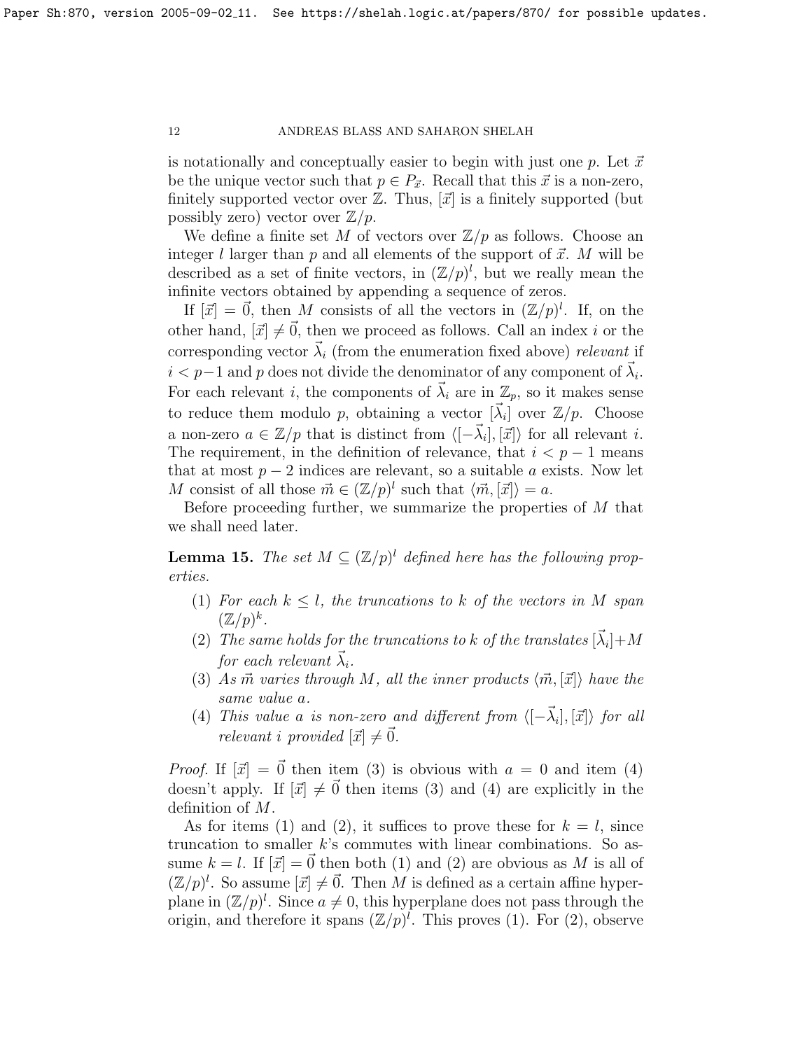is notationally and conceptually easier to begin with just one $p$. Let $\vec{x}$ be the unique vector such that $p \in P_{\vec{x}}$. Recall that this $\vec{x}$ is a non-zero, finitely supported vector over $\mathbb{Z}$. Thus, $[\vec{x}]$ is a finitely supported (but possibly zero) vector over $\mathbb{Z}/p$.

We define a finite set $M$ of vectors over $\mathbb{Z}/p$ as follows. Choose an integer $l$ larger than $p$ and all elements of the support of $\vec{x}$. $M$ will be described as a set of finite vectors, in $(\mathbb{Z}/p)^l$, but we really mean the infinite vectors obtained by appending a sequence of zeros.

If $[\vec{x}] = \vec{0}$, then $M$ consists of all the vectors in $(\mathbb{Z}/p)^l$. If, on the other hand, $[\vec{x}] \neq \vec{0}$, then we proceed as follows. Call an index $i$ or the corresponding vector $\vec{\lambda}_i$ (from the enumeration fixed above) *relevant* if $i < p-1$ and $p$ does not divide the denominator of any component of $\vec{\lambda}_i$. For each relevant $i$, the components of $\vec{\lambda}_i$ are in $\mathbb{Z}_p$, so it makes sense to reduce them modulo $p$, obtaining a vector $[\vec{\lambda}_i]$ over $\mathbb{Z}/p$. Choose a non-zero $a \in \mathbb{Z}/p$ that is distinct from $\langle [-\vec{\lambda}_i], [\vec{x}] \rangle$ for all relevant $i$. The requirement, in the definition of relevance, that $i < p-1$ means that at most $p-2$ indices are relevant, so a suitable $a$ exists. Now let $M$ consist of all those $\vec{m} \in (\mathbb{Z}/p)^l$ such that $\langle \vec{m}, [\vec{x}] \rangle = a$.

Before proceeding further, we summarize the properties of $M$ that we shall need later.

**Lemma 15.** *The set $M \subseteq (\mathbb{Z}/p)^l$ defined here has the following properties.*

1. *For each $k \leq l$, the truncations to $k$ of the vectors in $M$ span $(\mathbb{Z}/p)^k$.*
2. *The same holds for the truncations to $k$ of the translates $[\vec{\lambda}_i] + M$ for each relevant $\vec{\lambda}_i$.*
3. *As $\vec{m}$ varies through $M$, all the inner products $\langle \vec{m}, [\vec{x}] \rangle$ have the same value $a$.*
4. *This value $a$ is non-zero and different from $\langle [-\vec{\lambda}_i], [\vec{x}] \rangle$ for all relevant $i$ provided $[\vec{x}] \neq \vec{0}$.*

*Proof.* If $[\vec{x}] = \vec{0}$ then item (3) is obvious with $a = 0$ and item (4) doesn't apply. If $[\vec{x}] \neq \vec{0}$ then items (3) and (4) are explicitly in the definition of $M$.

As for items (1) and (2), it suffices to prove these for $k = l$, since truncation to smaller $k$'s commutes with linear combinations. So assume $k = l$. If $[\vec{x}] = \vec{0}$ then both (1) and (2) are obvious as $M$ is all of $(\mathbb{Z}/p)^l$. So assume $[\vec{x}] \neq \vec{0}$. Then $M$ is defined as a certain affine hyperplane in $(\mathbb{Z}/p)^l$. Since $a \neq 0$, this hyperplane does not pass through the origin, and therefore it spans $(\mathbb{Z}/p)^l$. This proves (1). For (2), observe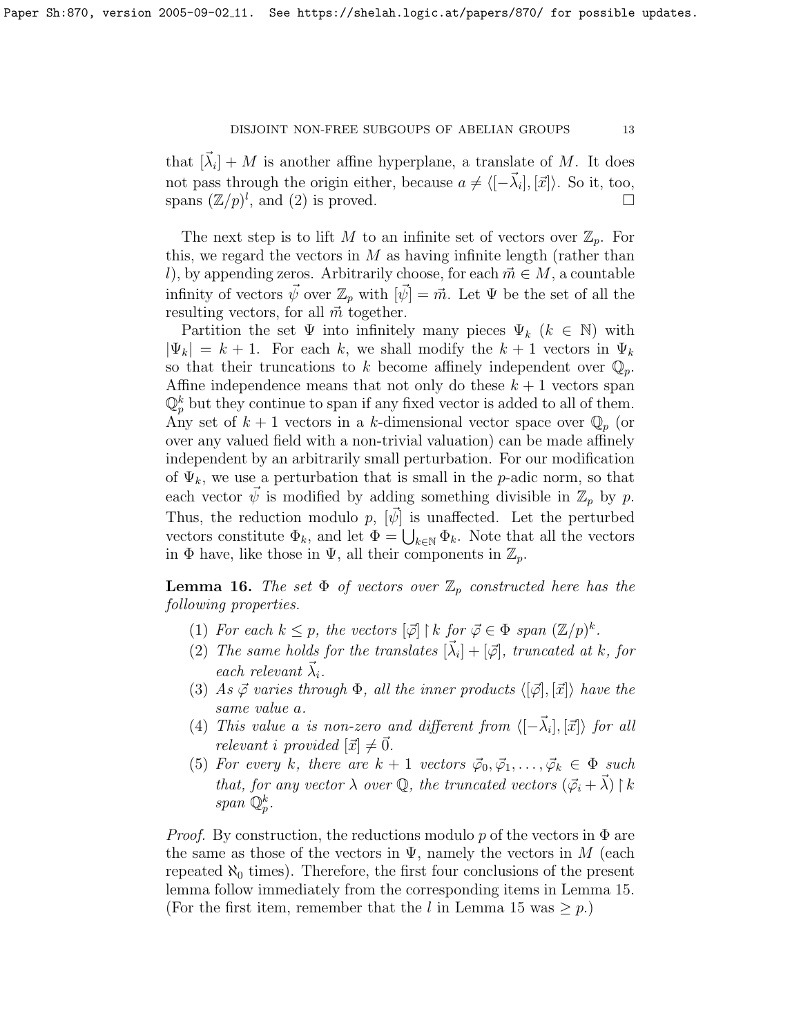that $[\vec{\lambda}_i] + M$ is another affine hyperplane, a translate of $M$. It does not pass through the origin either, because $a \neq \langle [-\vec{\lambda}_i], [\vec{x}] \rangle$. So it, too, spans $(\mathbb{Z}/p)^l$, and (2) is proved. □

The next step is to lift $M$ to an infinite set of vectors over $\mathbb{Z}_p$. For this, we regard the vectors in $M$ as having infinite length (rather than $l$), by appending zeros. Arbitrarily choose, for each $\vec{m} \in M$, a countable infinity of vectors $\vec{\psi}$ over $\mathbb{Z}_p$ with $[\vec{\psi}] = \vec{m}$. Let $\Psi$ be the set of all the resulting vectors, for all $\vec{m}$ together.

Partition the set $\Psi$ into infinitely many pieces $\Psi_k$ ($k \in \mathbb{N}$) with $|\Psi_k| = k+1$. For each $k$, we shall modify the $k+1$ vectors in $\Psi_k$ so that their truncations to $k$ become affinely independent over $\mathbb{Q}_p$. Affine independence means that not only do these $k+1$ vectors span $\mathbb{Q}_p^k$ but they continue to span if any fixed vector is added to all of them. Any set of $k+1$ vectors in a $k$-dimensional vector space over $\mathbb{Q}_p$ (or over any valued field with a non-trivial valuation) can be made affinely independent by an arbitrarily small perturbation. For our modification of $\Psi_k$, we use a perturbation that is small in the $p$-adic norm, so that each vector $\vec{\psi}$ is modified by adding something divisible in $\mathbb{Z}_p$ by $p$. Thus, the reduction modulo $p$, $[\vec{\psi}]$ is unaffected. Let the perturbed vectors constitute $\Phi_k$, and let $\Phi = \bigcup_{k \in \mathbb{N}} \Phi_k$. Note that all the vectors in $\Phi$ have, like those in $\Psi$, all their components in $\mathbb{Z}_p$.

**Lemma 16.** *The set $\Phi$ of vectors over $\mathbb{Z}_p$ constructed here has the following properties.*

1. *For each $k \leq p$, the vectors $[\vec{\varphi}] \restriction k$ for $\vec{\varphi} \in \Phi$ span $(\mathbb{Z}/p)^k$.*
2. *The same holds for the translates $[\vec{\lambda}_i] + [\vec{\varphi}]$, truncated at $k$, for each relevant $\vec{\lambda}_i$.*
3. *As $\vec{\varphi}$ varies through $\Phi$, all the inner products $\langle [\vec{\varphi}], [\vec{x}] \rangle$ have the same value $a$.*
4. *This value $a$ is non-zero and different from $\langle [-\vec{\lambda}_i], [\vec{x}] \rangle$ for all relevant $i$ provided $[\vec{x}] \neq \vec{0}$.*
5. *For every $k$, there are $k+1$ vectors $\vec{\varphi}_0, \vec{\varphi}_1, \ldots, \vec{\varphi}_k \in \Phi$ such that, for any vector $\lambda$ over $\mathbb{Q}$, the truncated vectors $(\vec{\varphi}_i + \vec{\lambda}) \restriction k$ span $\mathbb{Q}_p^k$.*

*Proof.* By construction, the reductions modulo $p$ of the vectors in $\Phi$ are the same as those of the vectors in $\Psi$, namely the vectors in $M$ (each repeated $\aleph_0$ times). Therefore, the first four conclusions of the present lemma follow immediately from the corresponding items in Lemma 15. (For the first item, remember that the $l$ in Lemma 15 was $\geq p$.)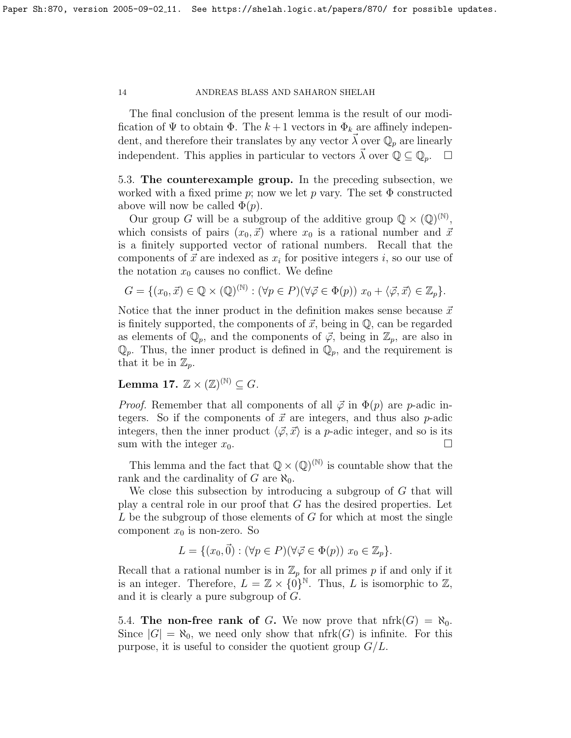The final conclusion of the present lemma is the result of our modification of $\Psi$ to obtain $\Phi$. The $k+1$ vectors in $\Phi_k$ are affinely independent, and therefore their translates by any vector $\vec{\lambda}$ over $\mathbb{Q}_p$ are linearly independent. This applies in particular to vectors $\vec{\lambda}$ over $\mathbb{Q} \subseteq \mathbb{Q}_p$. $\square$

### 5.3. The counterexample group.

In the preceding subsection, we worked with a fixed prime $p$; now we let $p$ vary. The set $\Phi$ constructed above will now be called $\Phi(p)$.

Our group $G$ will be a subgroup of the additive group $\mathbb{Q} \times (\mathbb{Q})^{(\mathbb{N})}$, which consists of pairs $(x_0, \vec{x})$ where $x_0$ is a rational number and $\vec{x}$ is a finitely supported vector of rational numbers. Recall that the components of $\vec{x}$ are indexed as $x_i$ for positive integers $i$, so our use of the notation $x_0$ causes no conflict. We define

$$G = \{(x_0, \vec{x}) \in \mathbb{Q} \times (\mathbb{Q})^{(\mathbb{N})} : (\forall p \in P)(\forall \vec{\varphi} \in \Phi(p))\ x_0 + \langle \vec{\varphi}, \vec{x} \rangle \in \mathbb{Z}_p\}.$$

Notice that the inner product in the definition makes sense because $\vec{x}$ is finitely supported, the components of $\vec{x}$, being in $\mathbb{Q}$, can be regarded as elements of $\mathbb{Q}_p$, and the components of $\vec{\varphi}$, being in $\mathbb{Z}_p$, are also in $\mathbb{Q}_p$. Thus, the inner product is defined in $\mathbb{Q}_p$, and the requirement is that it be in $\mathbb{Z}_p$.

**Lemma 17.** $\mathbb{Z} \times (\mathbb{Z})^{(\mathbb{N})} \subseteq G$.

*Proof.* Remember that all components of all $\vec{\varphi}$ in $\Phi(p)$ are $p$-adic integers. So if the components of $\vec{x}$ are integers, and thus also $p$-adic integers, then the inner product $\langle \vec{\varphi}, \vec{x} \rangle$ is a $p$-adic integer, and so is its sum with the integer $x_0$. $\square$

This lemma and the fact that $\mathbb{Q} \times (\mathbb{Q})^{(\mathbb{N})}$ is countable show that the rank and the cardinality of $G$ are $\aleph_0$.

We close this subsection by introducing a subgroup of $G$ that will play a central role in our proof that $G$ has the desired properties. Let $L$ be the subgroup of those elements of $G$ for which at most the single component $x_0$ is non-zero. So

$$L = \{(x_0, \vec{0}) : (\forall p \in P)(\forall \vec{\varphi} \in \Phi(p))\ x_0 \in \mathbb{Z}_p\}.$$

Recall that a rational number is in $\mathbb{Z}_p$ for all primes $p$ if and only if it is an integer. Therefore, $L = \mathbb{Z} \times \{0\}^{\mathbb{N}}$. Thus, $L$ is isomorphic to $\mathbb{Z}$, and it is clearly a pure subgroup of $G$.

### 5.4. The non-free rank of $G$.

We now prove that $\mathrm{nfrk}(G) = \aleph_0$. Since $|G| = \aleph_0$, we need only show that $\mathrm{nfrk}(G)$ is infinite. For this purpose, it is useful to consider the quotient group $G/L$.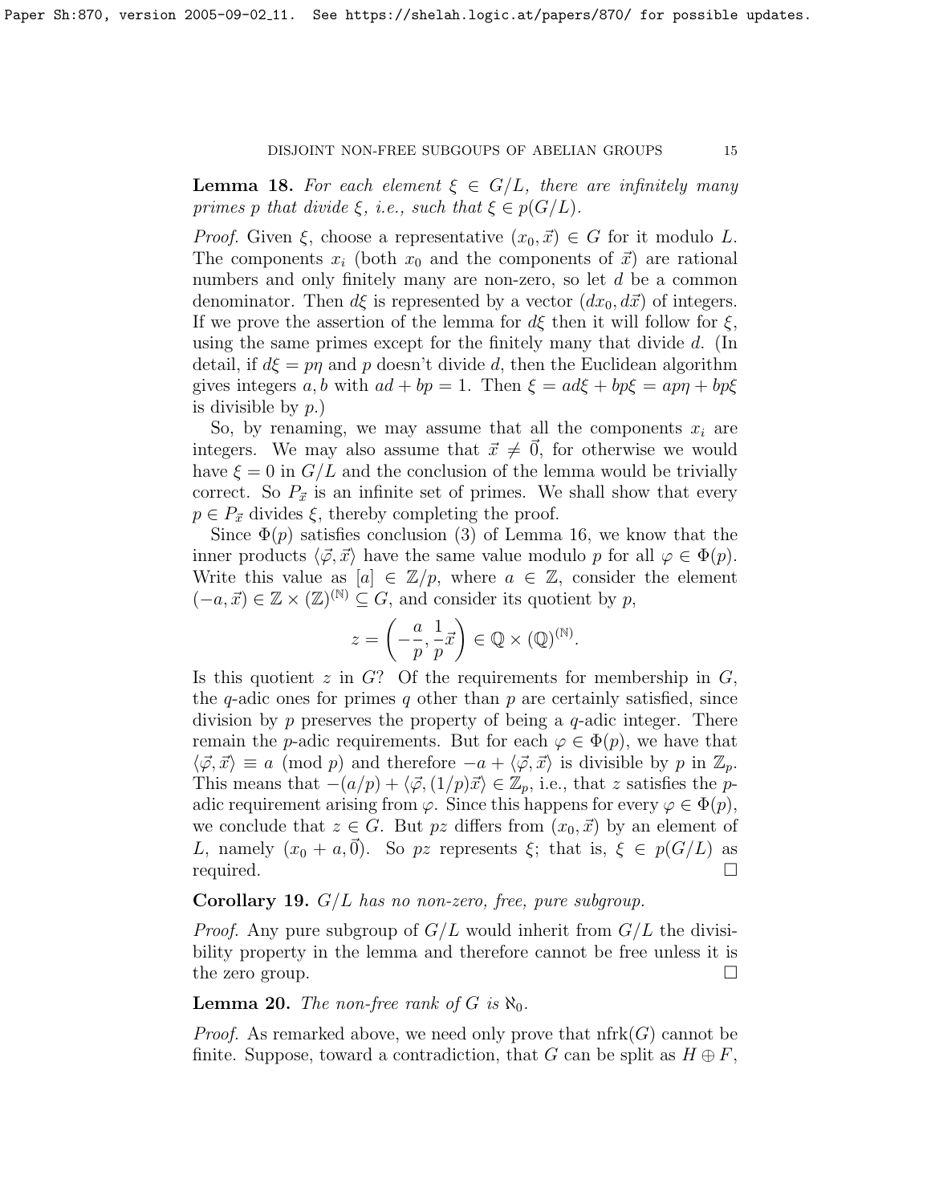**Lemma 18.** *For each element $\xi \in G/L$, there are infinitely many primes $p$ that divide $\xi$, i.e., such that $\xi \in p(G/L)$.*

*Proof.* Given $\xi$, choose a representative $(x_0, \vec{x}) \in G$ for it modulo $L$. The components $x_i$ (both $x_0$ and the components of $\vec{x}$) are rational numbers and only finitely many are non-zero, so let $d$ be a common denominator. Then $d\xi$ is represented by a vector $(dx_0, d\vec{x})$ of integers. If we prove the assertion of the lemma for $d\xi$ then it will follow for $\xi$, using the same primes except for the finitely many that divide $d$. (In detail, if $d\xi = p\eta$ and $p$ doesn't divide $d$, then the Euclidean algorithm gives integers $a, b$ with $ad + bp = 1$. Then $\xi = ad\xi + bp\xi = ap\eta + bp\xi$ is divisible by $p$.)

So, by renaming, we may assume that all the components $x_i$ are integers. We may also assume that $\vec{x} \neq \vec{0}$, for otherwise we would have $\xi = 0$ in $G/L$ and the conclusion of the lemma would be trivially correct. So $P_{\vec{x}}$ is an infinite set of primes. We shall show that every $p \in P_{\vec{x}}$ divides $\xi$, thereby completing the proof.

Since $\Phi(p)$ satisfies conclusion (3) of Lemma 16, we know that the inner products $\langle \vec{\varphi}, \vec{x} \rangle$ have the same value modulo $p$ for all $\varphi \in \Phi(p)$. Write this value as $[a] \in \mathbb{Z}/p$, where $a \in \mathbb{Z}$, consider the element $(-a, \vec{x}) \in \mathbb{Z} \times (\mathbb{Z})^{(\mathbb{N})} \subseteq G$, and consider its quotient by $p$,

$$z = \left( -\frac{a}{p}, \frac{1}{p}\vec{x} \right) \in \mathbb{Q} \times (\mathbb{Q})^{(\mathbb{N})}.$$

Is this quotient $z$ in $G$? Of the requirements for membership in $G$, the $q$-adic ones for primes $q$ other than $p$ are certainly satisfied, since division by $p$ preserves the property of being a $q$-adic integer. There remain the $p$-adic requirements. But for each $\varphi \in \Phi(p)$, we have that $\langle \vec{\varphi}, \vec{x} \rangle \equiv a \pmod{p}$ and therefore $-a + \langle \vec{\varphi}, \vec{x} \rangle$ is divisible by $p$ in $\mathbb{Z}_p$. This means that $-(a/p) + \langle \vec{\varphi}, (1/p)\vec{x} \rangle \in \mathbb{Z}_p$, i.e., that $z$ satisfies the $p$-adic requirement arising from $\varphi$. Since this happens for every $\varphi \in \Phi(p)$, we conclude that $z \in G$. But $pz$ differs from $(x_0, \vec{x})$ by an element of $L$, namely $(x_0 + a, \vec{0})$. So $pz$ represents $\xi$; that is, $\xi \in p(G/L)$ as required. $\square$

**Corollary 19.** *$G/L$ has no non-zero, free, pure subgroup.*

*Proof.* Any pure subgroup of $G/L$ would inherit from $G/L$ the divisibility property in the lemma and therefore cannot be free unless it is the zero group. $\square$

**Lemma 20.** *The non-free rank of $G$ is $\aleph_0$.*

*Proof.* As remarked above, we need only prove that $\mathrm{nfrk}(G)$ cannot be finite. Suppose, toward a contradiction, that $G$ can be split as $H \oplus F$,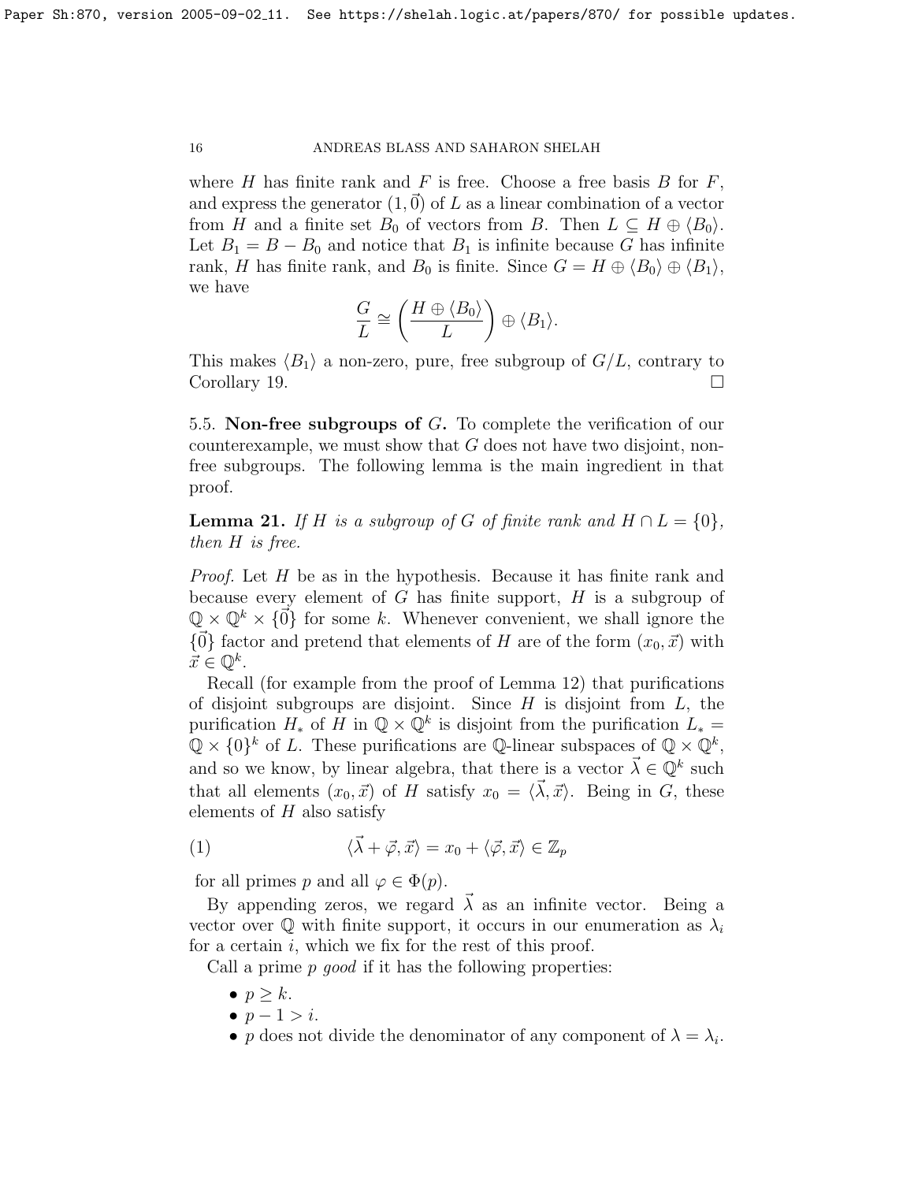where $H$ has finite rank and $F$ is free. Choose a free basis $B$ for $F$, and express the generator $(1, \vec{0})$ of $L$ as a linear combination of a vector from $H$ and a finite set $B_0$ of vectors from $B$. Then $L \subseteq H \oplus \langle B_0 \rangle$. Let $B_1 = B - B_0$ and notice that $B_1$ is infinite because $G$ has infinite rank, $H$ has finite rank, and $B_0$ is finite. Since $G = H \oplus \langle B_0 \rangle \oplus \langle B_1 \rangle$, we have

$$\frac{G}{L} \cong \left( \frac{H \oplus \langle B_0 \rangle}{L} \right) \oplus \langle B_1 \rangle.$$

This makes $\langle B_1 \rangle$ a non-zero, pure, free subgroup of $G/L$, contrary to Corollary 19. $\square$

5.5. **Non-free subgroups of $G$.** To complete the verification of our counterexample, we must show that $G$ does not have two disjoint, non-free subgroups. The following lemma is the main ingredient in that proof.

**Lemma 21.** *If $H$ is a subgroup of $G$ of finite rank and $H \cap L = \{0\}$, then $H$ is free.*

*Proof.* Let $H$ be as in the hypothesis. Because it has finite rank and because every element of $G$ has finite support, $H$ is a subgroup of $\mathbb{Q} \times \mathbb{Q}^k \times \{\vec{0}\}$ for some $k$. Whenever convenient, we shall ignore the $\{\vec{0}\}$ factor and pretend that elements of $H$ are of the form $(x_0, \vec{x})$ with $\vec{x} \in \mathbb{Q}^k$.

Recall (for example from the proof of Lemma 12) that purifications of disjoint subgroups are disjoint. Since $H$ is disjoint from $L$, the purification $H_*$ of $H$ in $\mathbb{Q} \times \mathbb{Q}^k$ is disjoint from the purification $L_* = \mathbb{Q} \times \{0\}^k$ of $L$. These purifications are $\mathbb{Q}$-linear subspaces of $\mathbb{Q} \times \mathbb{Q}^k$, and so we know, by linear algebra, that there is a vector $\vec{\lambda} \in \mathbb{Q}^k$ such that all elements $(x_0, \vec{x})$ of $H$ satisfy $x_0 = \langle \vec{\lambda}, \vec{x} \rangle$. Being in $G$, these elements of $H$ also satisfy

$$\langle \vec{\lambda} + \vec{\varphi}, \vec{x} \rangle = x_0 + \langle \vec{\varphi}, \vec{x} \rangle \in \mathbb{Z}_p \tag{1}$$

for all primes $p$ and all $\varphi \in \Phi(p)$.

By appending zeros, we regard $\vec{\lambda}$ as an infinite vector. Being a vector over $\mathbb{Q}$ with finite support, it occurs in our enumeration as $\lambda_i$ for a certain $i$, which we fix for the rest of this proof.

Call a prime $p$ *good* if it has the following properties:

- $p \geq k$.
- $p - 1 > i$.
- $p$ does not divide the denominator of any component of $\lambda = \lambda_i$.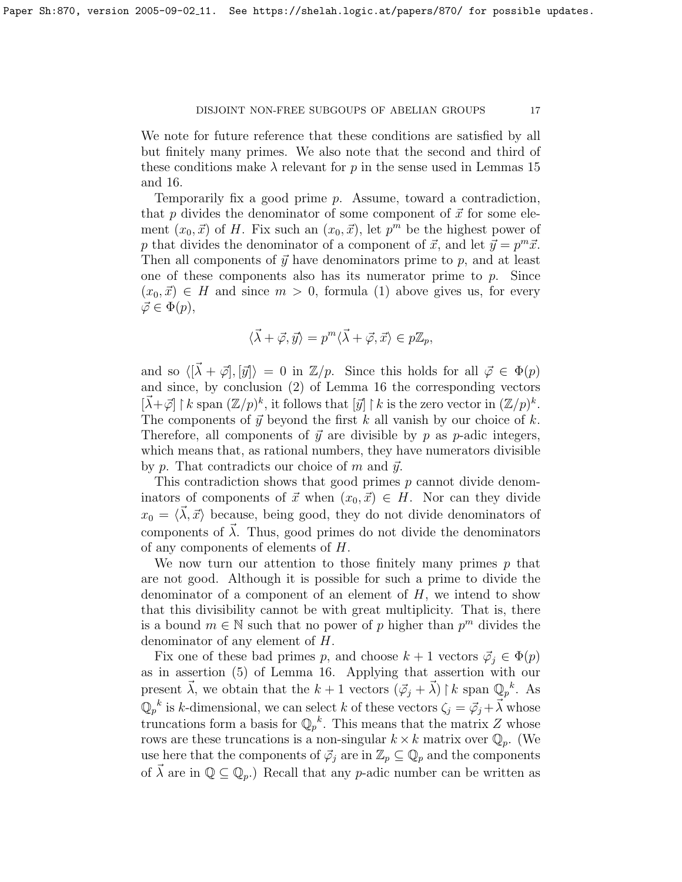We note for future reference that these conditions are satisfied by all but finitely many primes. We also note that the second and third of these conditions make $\lambda$ relevant for $p$ in the sense used in Lemmas 15 and 16.

Temporarily fix a good prime $p$. Assume, toward a contradiction, that $p$ divides the denominator of some component of $\vec{x}$ for some element $(x_0, \vec{x})$ of $H$. Fix such an $(x_0, \vec{x})$, let $p^m$ be the highest power of $p$ that divides the denominator of a component of $\vec{x}$, and let $\vec{y} = p^m \vec{x}$. Then all components of $\vec{y}$ have denominators prime to $p$, and at least one of these components also has its numerator prime to $p$. Since $(x_0, \vec{x}) \in H$ and since $m > 0$, formula (1) above gives us, for every $\vec{\varphi} \in \Phi(p)$,

$$\langle \vec{\lambda} + \vec{\varphi}, \vec{y} \rangle = p^m \langle \vec{\lambda} + \vec{\varphi}, \vec{x} \rangle \in p\mathbb{Z}_p,$$

and so $\langle [\vec{\lambda} + \vec{\varphi}], [\vec{y}] \rangle = 0$ in $\mathbb{Z}/p$. Since this holds for all $\vec{\varphi} \in \Phi(p)$ and since, by conclusion (2) of Lemma 16 the corresponding vectors $[\vec{\lambda}+\vec{\varphi}] \restriction k$ span $(\mathbb{Z}/p)^k$, it follows that $[\vec{y}] \restriction k$ is the zero vector in $(\mathbb{Z}/p)^k$. The components of $\vec{y}$ beyond the first $k$ all vanish by our choice of $k$. Therefore, all components of $\vec{y}$ are divisible by $p$ as $p$-adic integers, which means that, as rational numbers, they have numerators divisible by $p$. That contradicts our choice of $m$ and $\vec{y}$.

This contradiction shows that good primes $p$ cannot divide denominators of components of $\vec{x}$ when $(x_0, \vec{x}) \in H$. Nor can they divide $x_0 = \langle \vec{\lambda}, \vec{x} \rangle$ because, being good, they do not divide denominators of components of $\vec{\lambda}$. Thus, good primes do not divide the denominators of any components of elements of $H$.

We now turn our attention to those finitely many primes $p$ that are not good. Although it is possible for such a prime to divide the denominator of a component of an element of $H$, we intend to show that this divisibility cannot be with great multiplicity. That is, there is a bound $m \in \mathbb{N}$ such that no power of $p$ higher than $p^m$ divides the denominator of any element of $H$.

Fix one of these bad primes $p$, and choose $k + 1$ vectors $\vec{\varphi}_j \in \Phi(p)$ as in assertion (5) of Lemma 16. Applying that assertion with our present $\vec{\lambda}$, we obtain that the $k + 1$ vectors $(\vec{\varphi}_j + \vec{\lambda}) \restriction k$ span ${\mathbb{Q}_p}^k$. As ${\mathbb{Q}_p}^k$ is $k$-dimensional, we can select $k$ of these vectors $\zeta_j = \vec{\varphi}_j + \vec{\lambda}$ whose truncations form a basis for ${\mathbb{Q}_p}^k$. This means that the matrix $Z$ whose rows are these truncations is a non-singular $k \times k$ matrix over $\mathbb{Q}_p$. (We use here that the components of $\vec{\varphi}_j$ are in $\mathbb{Z}_p \subseteq \mathbb{Q}_p$ and the components of $\vec{\lambda}$ are in $\mathbb{Q} \subseteq \mathbb{Q}_p$.) Recall that any $p$-adic number can be written as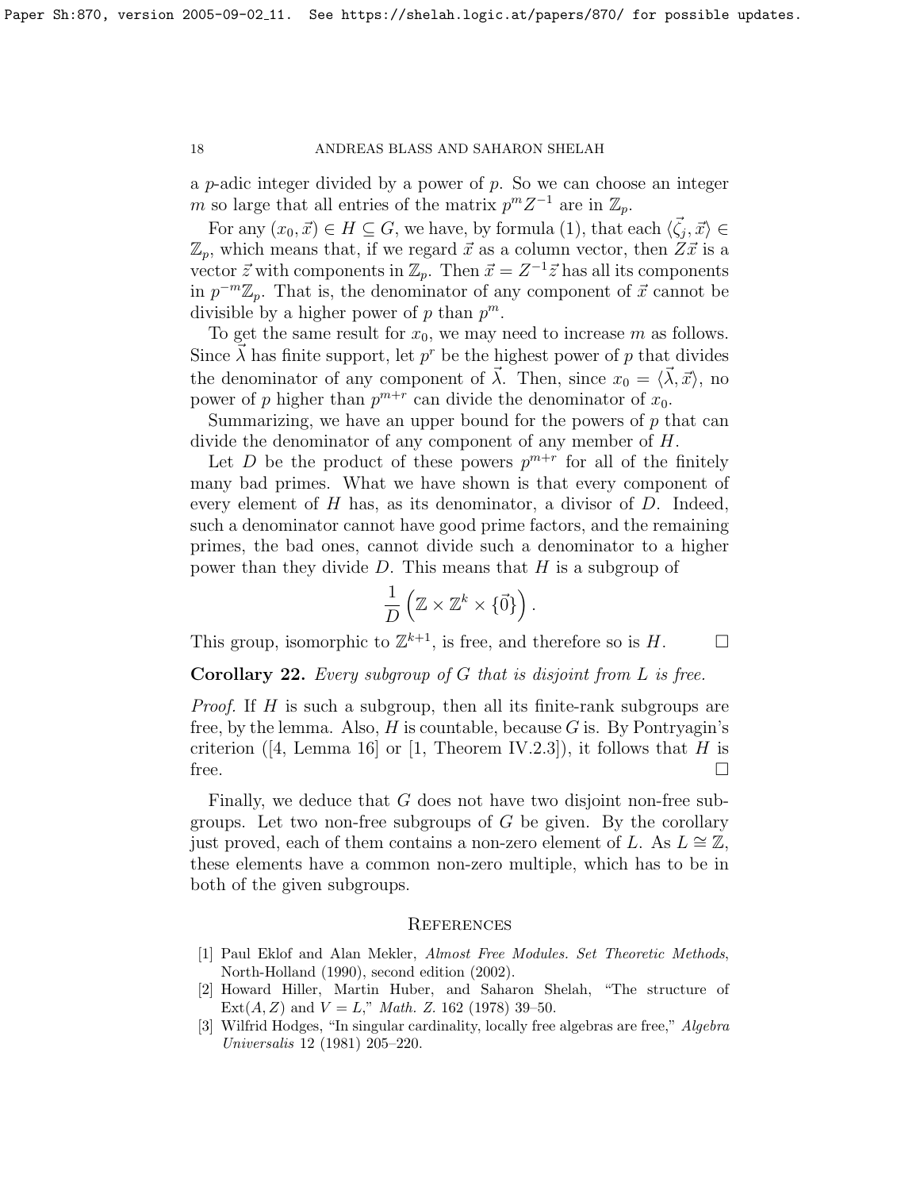a $p$-adic integer divided by a power of $p$. So we can choose an integer $m$ so large that all entries of the matrix $p^m Z^{-1}$ are in $\mathbb{Z}_p$.

For any $(x_0, \vec{x}) \in H \subseteq G$, we have, by formula (1), that each $\langle \vec{\zeta}_j, \vec{x} \rangle \in \mathbb{Z}_p$, which means that, if we regard $\vec{x}$ as a column vector, then $Z\vec{x}$ is a vector $\vec{z}$ with components in $\mathbb{Z}_p$. Then $\vec{x} = Z^{-1}\vec{z}$ has all its components in $p^{-m}\mathbb{Z}_p$. That is, the denominator of any component of $\vec{x}$ cannot be divisible by a higher power of $p$ than $p^m$.

To get the same result for $x_0$, we may need to increase $m$ as follows. Since $\vec{\lambda}$ has finite support, let $p^r$ be the highest power of $p$ that divides the denominator of any component of $\vec{\lambda}$. Then, since $x_0 = \langle \vec{\lambda}, \vec{x} \rangle$, no power of $p$ higher than $p^{m+r}$ can divide the denominator of $x_0$.

Summarizing, we have an upper bound for the powers of $p$ that can divide the denominator of any component of any member of $H$.

Let $D$ be the product of these powers $p^{m+r}$ for all of the finitely many bad primes. What we have shown is that every component of every element of $H$ has, as its denominator, a divisor of $D$. Indeed, such a denominator cannot have good prime factors, and the remaining primes, the bad ones, cannot divide such a denominator to a higher power than they divide $D$. This means that $H$ is a subgroup of

$$\frac{1}{D}\left(\mathbb{Z} \times \mathbb{Z}^k \times \{\vec{0}\}\right).$$

This group, isomorphic to $\mathbb{Z}^{k+1}$, is free, and therefore so is $H$. $\square$

**Corollary 22.** *Every subgroup of $G$ that is disjoint from $L$ is free.*

*Proof.* If $H$ is such a subgroup, then all its finite-rank subgroups are free, by the lemma. Also, $H$ is countable, because $G$ is. By Pontryagin's criterion ([4, Lemma 16] or [1, Theorem IV.2.3]), it follows that $H$ is free. $\square$

Finally, we deduce that $G$ does not have two disjoint non-free subgroups. Let two non-free subgroups of $G$ be given. By the corollary just proved, each of them contains a non-zero element of $L$. As $L \cong \mathbb{Z}$, these elements have a common non-zero multiple, which has to be in both of the given subgroups.

## References

[1] Paul Eklof and Alan Mekler, *Almost Free Modules. Set Theoretic Methods*, North-Holland (1990), second edition (2002).

[2] Howard Hiller, Martin Huber, and Saharon Shelah, "The structure of $\mathrm{Ext}(A, Z)$ and $V = L$," *Math. Z.* 162 (1978) 39–50.

[3] Wilfrid Hodges, "In singular cardinality, locally free algebras are free," *Algebra Universalis* 12 (1981) 205–220.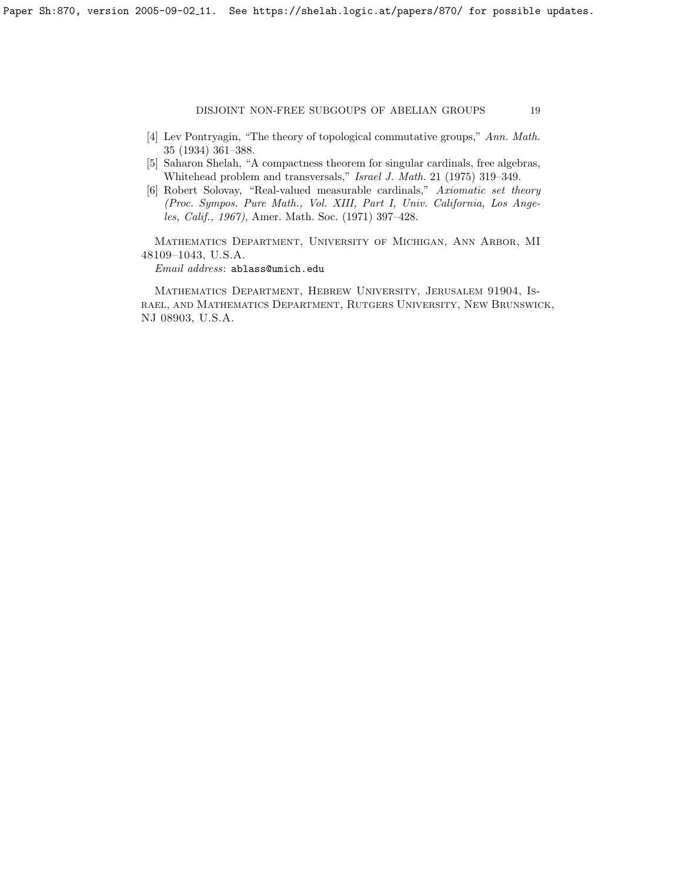[4] Lev Pontryagin, "The theory of topological commutative groups," *Ann. Math.* 35 (1934) 361–388.

[5] Saharon Shelah, "A compactness theorem for singular cardinals, free algebras, Whitehead problem and transversals," *Israel J. Math.* 21 (1975) 319–349.

[6] Robert Solovay, "Real-valued measurable cardinals," *Axiomatic set theory (Proc. Sympos. Pure Math., Vol. XIII, Part I, Univ. California, Los Angeles, Calif., 1967)*, Amer. Math. Soc. (1971) 397–428.

Mathematics Department, University of Michigan, Ann Arbor, MI 48109–1043, U.S.A.

*Email address*: ablass@umich.edu

Mathematics Department, Hebrew University, Jerusalem 91904, Israel, and Mathematics Department, Rutgers University, New Brunswick, NJ 08903, U.S.A.